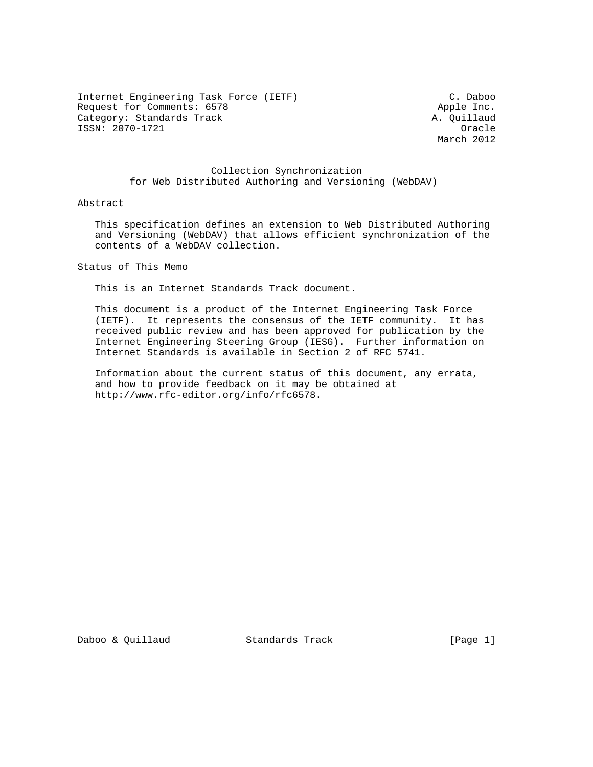Internet Engineering Task Force (IETF) C. Daboo
Request for Comments: 6578 Apple Inc.
Category: Standards Track A. Quillaud
ISSN: 2070-1721 Oracle
March 2012

# Collection Synchronization for Web Distributed Authoring and Versioning (WebDAV)

## Abstract

This specification defines an extension to Web Distributed Authoring and Versioning (WebDAV) that allows efficient synchronization of the contents of a WebDAV collection.

## Status of This Memo

This is an Internet Standards Track document.

This document is a product of the Internet Engineering Task Force (IETF). It represents the consensus of the IETF community. It has received public review and has been approved for publication by the Internet Engineering Steering Group (IESG). Further information on Internet Standards is available in Section 2 of RFC 5741.

Information about the current status of this document, any errata, and how to provide feedback on it may be obtained at http://www.rfc-editor.org/info/rfc6578.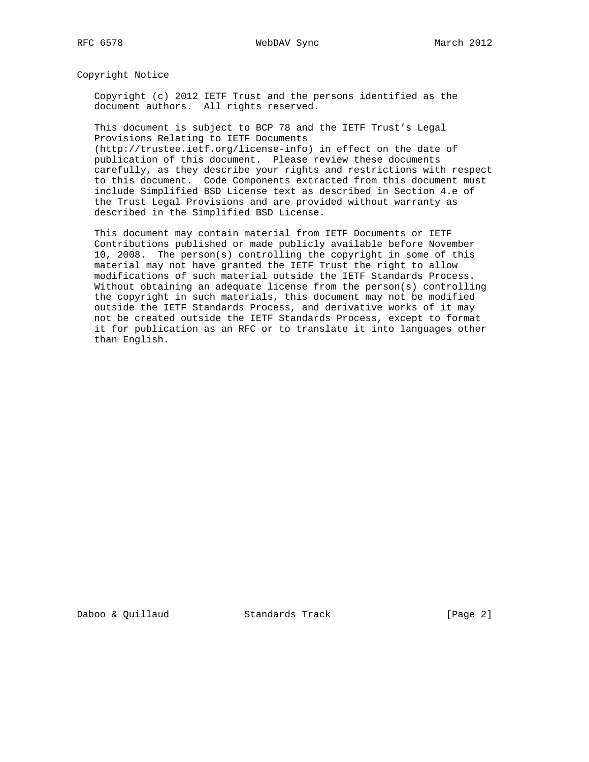## Copyright Notice

Copyright (c) 2012 IETF Trust and the persons identified as the document authors. All rights reserved.

This document is subject to BCP 78 and the IETF Trust's Legal Provisions Relating to IETF Documents (http://trustee.ietf.org/license-info) in effect on the date of publication of this document. Please review these documents carefully, as they describe your rights and restrictions with respect to this document. Code Components extracted from this document must include Simplified BSD License text as described in Section 4.e of the Trust Legal Provisions and are provided without warranty as described in the Simplified BSD License.

This document may contain material from IETF Documents or IETF Contributions published or made publicly available before November 10, 2008. The person(s) controlling the copyright in some of this material may not have granted the IETF Trust the right to allow modifications of such material outside the IETF Standards Process. Without obtaining an adequate license from the person(s) controlling the copyright in such materials, this document may not be modified outside the IETF Standards Process, and derivative works of it may not be created outside the IETF Standards Process, except to format it for publication as an RFC or to translate it into languages other than English.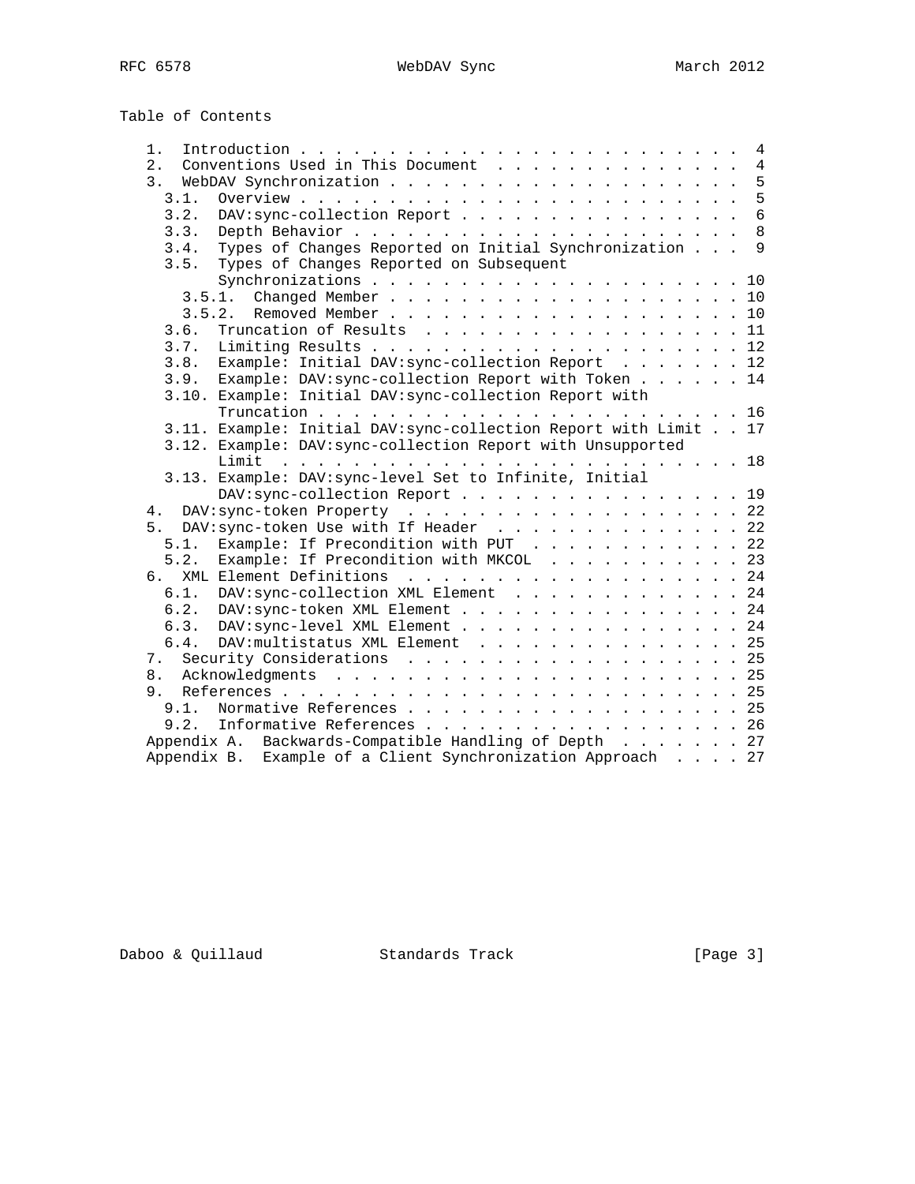Table of Contents

```
   1.  Introduction . . . . . . . . . . . . . . . . . . . . . . . . .  4
   2.  Conventions Used in This Document  . . . . . . . . . . . . . .  4
   3.  WebDAV Synchronization . . . . . . . . . . . . . . . . . . . .  5
     3.1.  Overview . . . . . . . . . . . . . . . . . . . . . . . . .  5
     3.2.  DAV:sync-collection Report . . . . . . . . . . . . . . . .  6
     3.3.  Depth Behavior . . . . . . . . . . . . . . . . . . . . . .  8
     3.4.  Types of Changes Reported on Initial Synchronization . . .  9
     3.5.  Types of Changes Reported on Subsequent
           Synchronizations . . . . . . . . . . . . . . . . . . . . . 10
       3.5.1.  Changed Member . . . . . . . . . . . . . . . . . . . . 10
       3.5.2.  Removed Member . . . . . . . . . . . . . . . . . . . . 10
     3.6.  Truncation of Results  . . . . . . . . . . . . . . . . . . 11
     3.7.  Limiting Results . . . . . . . . . . . . . . . . . . . . . 12
     3.8.  Example: Initial DAV:sync-collection Report  . . . . . . . 12
     3.9.  Example: DAV:sync-collection Report with Token . . . . . . 14
     3.10. Example: Initial DAV:sync-collection Report with
           Truncation . . . . . . . . . . . . . . . . . . . . . . . . 16
     3.11. Example: Initial DAV:sync-collection Report with Limit  . . 17
     3.12. Example: DAV:sync-collection Report with Unsupported
           Limit  . . . . . . . . . . . . . . . . . . . . . . . . . . 18
     3.13. Example: DAV:sync-level Set to Infinite, Initial
           DAV:sync-collection Report . . . . . . . . . . . . . . . . 19
   4.  DAV:sync-token Property  . . . . . . . . . . . . . . . . . . . 22
   5.  DAV:sync-token Use with If Header  . . . . . . . . . . . . . . 22
     5.1.  Example: If Precondition with PUT  . . . . . . . . . . . . 22
     5.2.  Example: If Precondition with MKCOL  . . . . . . . . . . . 23
   6.  XML Element Definitions  . . . . . . . . . . . . . . . . . . . 24
     6.1.  DAV:sync-collection XML Element  . . . . . . . . . . . . . 24
     6.2.  DAV:sync-token XML Element . . . . . . . . . . . . . . . . 24
     6.3.  DAV:sync-level XML Element . . . . . . . . . . . . . . . . 24
     6.4.  DAV:multistatus XML Element  . . . . . . . . . . . . . . . 25
   7.  Security Considerations  . . . . . . . . . . . . . . . . . . . 25
   8.  Acknowledgments  . . . . . . . . . . . . . . . . . . . . . . . 25
   9.  References . . . . . . . . . . . . . . . . . . . . . . . . . . 25
     9.1.  Normative References . . . . . . . . . . . . . . . . . . . 25
     9.2.  Informative References . . . . . . . . . . . . . . . . . . 26
   Appendix A.  Backwards-Compatible Handling of Depth  . . . . . . . 27
   Appendix B.  Example of a Client Synchronization Approach  . . . . 27
```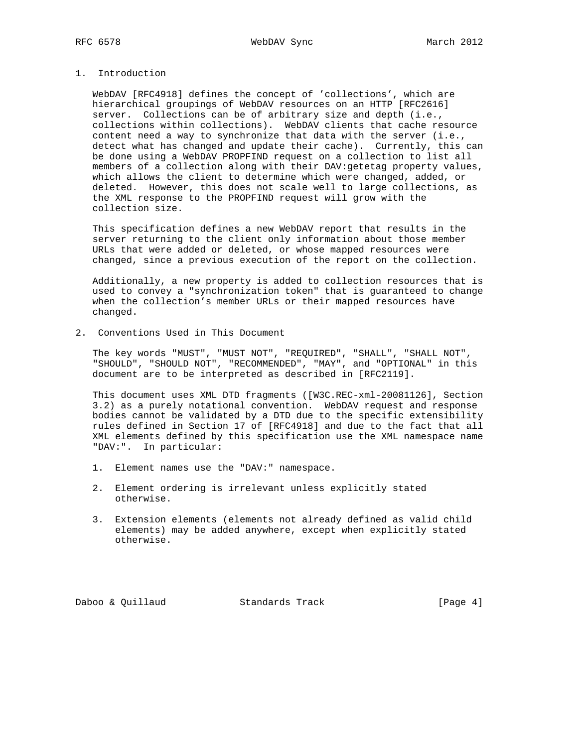## 1. Introduction

WebDAV [RFC4918] defines the concept of 'collections', which are hierarchical groupings of WebDAV resources on an HTTP [RFC2616] server. Collections can be of arbitrary size and depth (i.e., collections within collections). WebDAV clients that cache resource content need a way to synchronize that data with the server (i.e., detect what has changed and update their cache). Currently, this can be done using a WebDAV PROPFIND request on a collection to list all members of a collection along with their DAV:getetag property values, which allows the client to determine which were changed, added, or deleted. However, this does not scale well to large collections, as the XML response to the PROPFIND request will grow with the collection size.

This specification defines a new WebDAV report that results in the server returning to the client only information about those member URLs that were added or deleted, or whose mapped resources were changed, since a previous execution of the report on the collection.

Additionally, a new property is added to collection resources that is used to convey a "synchronization token" that is guaranteed to change when the collection's member URLs or their mapped resources have changed.

## 2. Conventions Used in This Document

The key words "MUST", "MUST NOT", "REQUIRED", "SHALL", "SHALL NOT", "SHOULD", "SHOULD NOT", "RECOMMENDED", "MAY", and "OPTIONAL" in this document are to be interpreted as described in [RFC2119].

This document uses XML DTD fragments ([W3C.REC-xml-20081126], Section 3.2) as a purely notational convention. WebDAV request and response bodies cannot be validated by a DTD due to the specific extensibility rules defined in Section 17 of [RFC4918] and due to the fact that all XML elements defined by this specification use the XML namespace name "DAV:". In particular:

1. Element names use the "DAV:" namespace.

2. Element ordering is irrelevant unless explicitly stated otherwise.

3. Extension elements (elements not already defined as valid child elements) may be added anywhere, except when explicitly stated otherwise.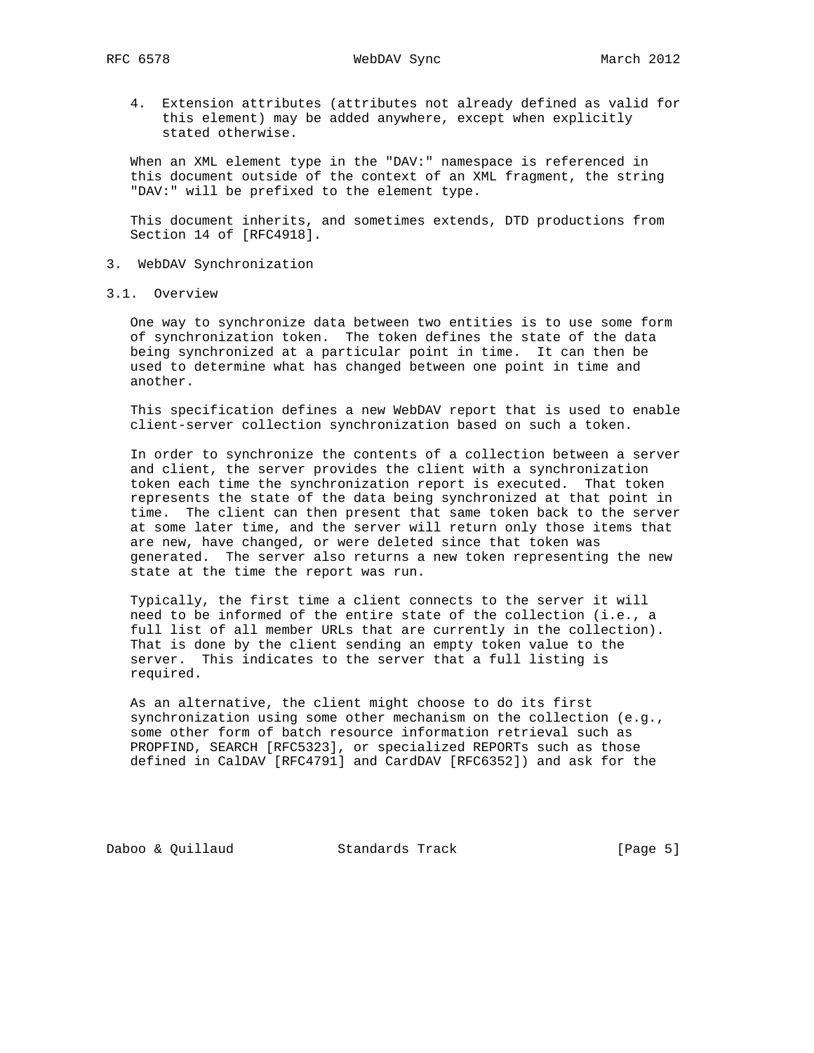4. Extension attributes (attributes not already defined as valid for this element) may be added anywhere, except when explicitly stated otherwise.

When an XML element type in the "DAV:" namespace is referenced in this document outside of the context of an XML fragment, the string "DAV:" will be prefixed to the element type.

This document inherits, and sometimes extends, DTD productions from Section 14 of [RFC4918].

## 3. WebDAV Synchronization

### 3.1. Overview

One way to synchronize data between two entities is to use some form of synchronization token. The token defines the state of the data being synchronized at a particular point in time. It can then be used to determine what has changed between one point in time and another.

This specification defines a new WebDAV report that is used to enable client-server collection synchronization based on such a token.

In order to synchronize the contents of a collection between a server and client, the server provides the client with a synchronization token each time the synchronization report is executed. That token represents the state of the data being synchronized at that point in time. The client can then present that same token back to the server at some later time, and the server will return only those items that are new, have changed, or were deleted since that token was generated. The server also returns a new token representing the new state at the time the report was run.

Typically, the first time a client connects to the server it will need to be informed of the entire state of the collection (i.e., a full list of all member URLs that are currently in the collection). That is done by the client sending an empty token value to the server. This indicates to the server that a full listing is required.

As an alternative, the client might choose to do its first synchronization using some other mechanism on the collection (e.g., some other form of batch resource information retrieval such as PROPFIND, SEARCH [RFC5323], or specialized REPORTs such as those defined in CalDAV [RFC4791] and CardDAV [RFC6352]) and ask for the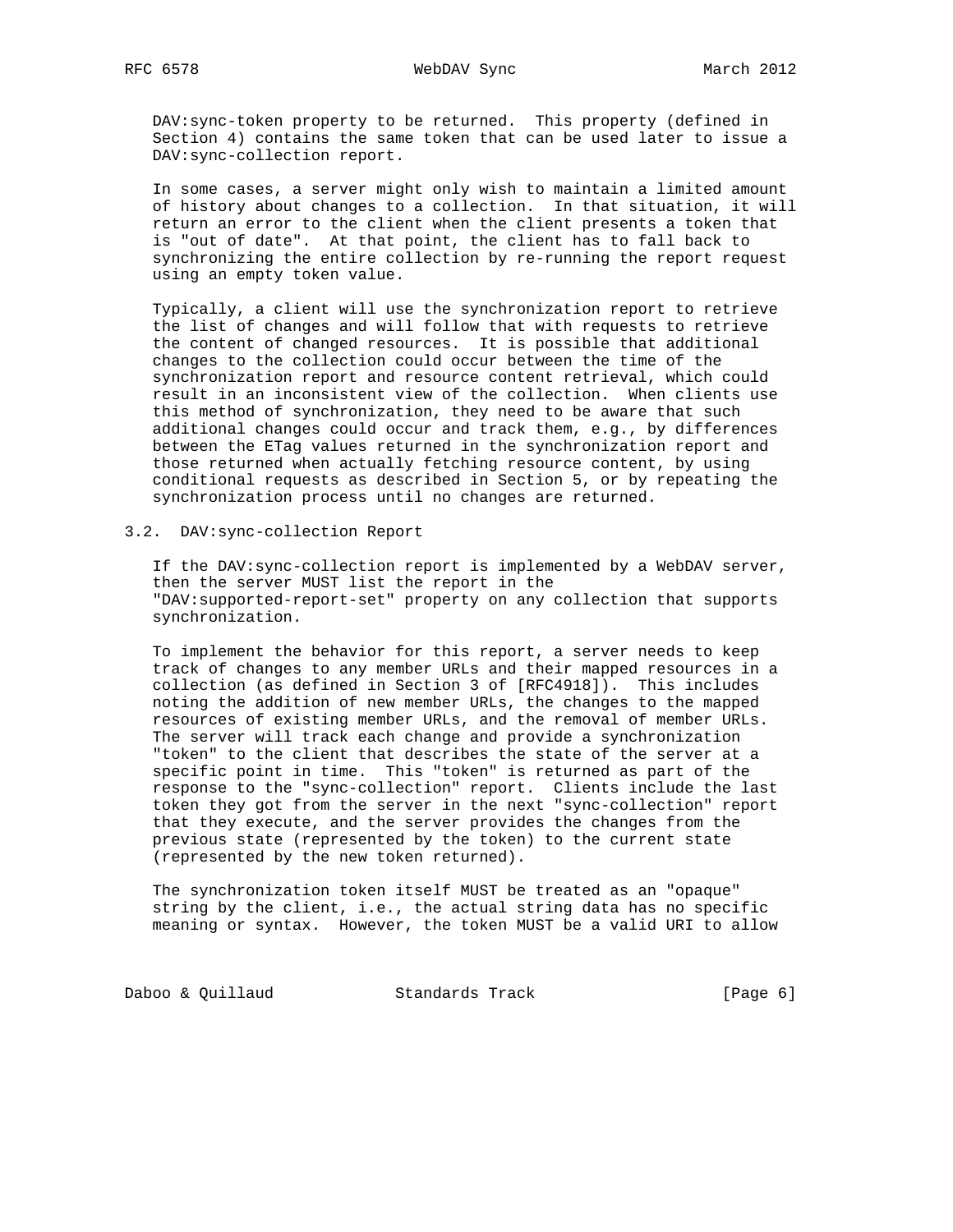DAV:sync-token property to be returned. This property (defined in Section 4) contains the same token that can be used later to issue a DAV:sync-collection report.

In some cases, a server might only wish to maintain a limited amount of history about changes to a collection. In that situation, it will return an error to the client when the client presents a token that is "out of date". At that point, the client has to fall back to synchronizing the entire collection by re-running the report request using an empty token value.

Typically, a client will use the synchronization report to retrieve the list of changes and will follow that with requests to retrieve the content of changed resources. It is possible that additional changes to the collection could occur between the time of the synchronization report and resource content retrieval, which could result in an inconsistent view of the collection. When clients use this method of synchronization, they need to be aware that such additional changes could occur and track them, e.g., by differences between the ETag values returned in the synchronization report and those returned when actually fetching resource content, by using conditional requests as described in Section 5, or by repeating the synchronization process until no changes are returned.

## 3.2. DAV:sync-collection Report

If the DAV:sync-collection report is implemented by a WebDAV server, then the server MUST list the report in the "DAV:supported-report-set" property on any collection that supports synchronization.

To implement the behavior for this report, a server needs to keep track of changes to any member URLs and their mapped resources in a collection (as defined in Section 3 of [RFC4918]). This includes noting the addition of new member URLs, the changes to the mapped resources of existing member URLs, and the removal of member URLs. The server will track each change and provide a synchronization "token" to the client that describes the state of the server at a specific point in time. This "token" is returned as part of the response to the "sync-collection" report. Clients include the last token they got from the server in the next "sync-collection" report that they execute, and the server provides the changes from the previous state (represented by the token) to the current state (represented by the new token returned).

The synchronization token itself MUST be treated as an "opaque" string by the client, i.e., the actual string data has no specific meaning or syntax. However, the token MUST be a valid URI to allow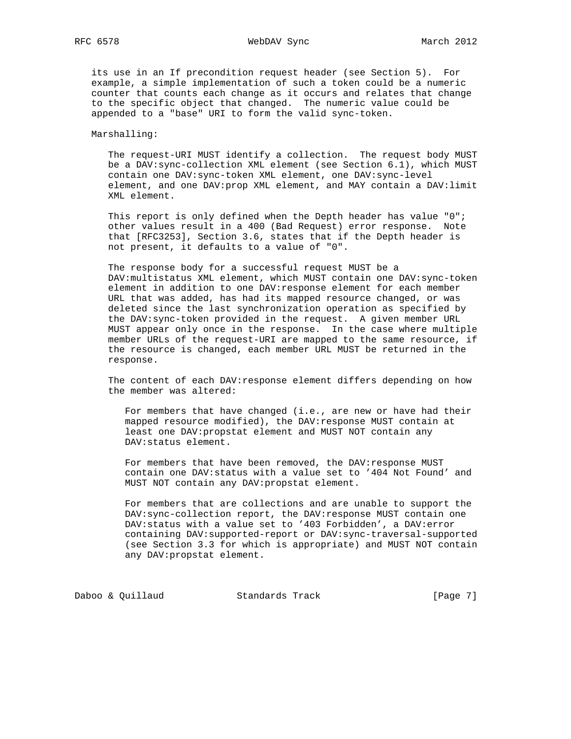its use in an If precondition request header (see Section 5). For example, a simple implementation of such a token could be a numeric counter that counts each change as it occurs and relates that change to the specific object that changed. The numeric value could be appended to a "base" URI to form the valid sync-token.

Marshalling:

The request-URI MUST identify a collection. The request body MUST be a DAV:sync-collection XML element (see Section 6.1), which MUST contain one DAV:sync-token XML element, one DAV:sync-level element, and one DAV:prop XML element, and MAY contain a DAV:limit XML element.

This report is only defined when the Depth header has value "0"; other values result in a 400 (Bad Request) error response. Note that [RFC3253], Section 3.6, states that if the Depth header is not present, it defaults to a value of "0".

The response body for a successful request MUST be a DAV:multistatus XML element, which MUST contain one DAV:sync-token element in addition to one DAV:response element for each member URL that was added, has had its mapped resource changed, or was deleted since the last synchronization operation as specified by the DAV:sync-token provided in the request. A given member URL MUST appear only once in the response. In the case where multiple member URLs of the request-URI are mapped to the same resource, if the resource is changed, each member URL MUST be returned in the response.

The content of each DAV:response element differs depending on how the member was altered:

For members that have changed (i.e., are new or have had their mapped resource modified), the DAV:response MUST contain at least one DAV:propstat element and MUST NOT contain any DAV:status element.

For members that have been removed, the DAV:response MUST contain one DAV:status with a value set to '404 Not Found' and MUST NOT contain any DAV:propstat element.

For members that are collections and are unable to support the DAV:sync-collection report, the DAV:response MUST contain one DAV:status with a value set to '403 Forbidden', a DAV:error containing DAV:supported-report or DAV:sync-traversal-supported (see Section 3.3 for which is appropriate) and MUST NOT contain any DAV:propstat element.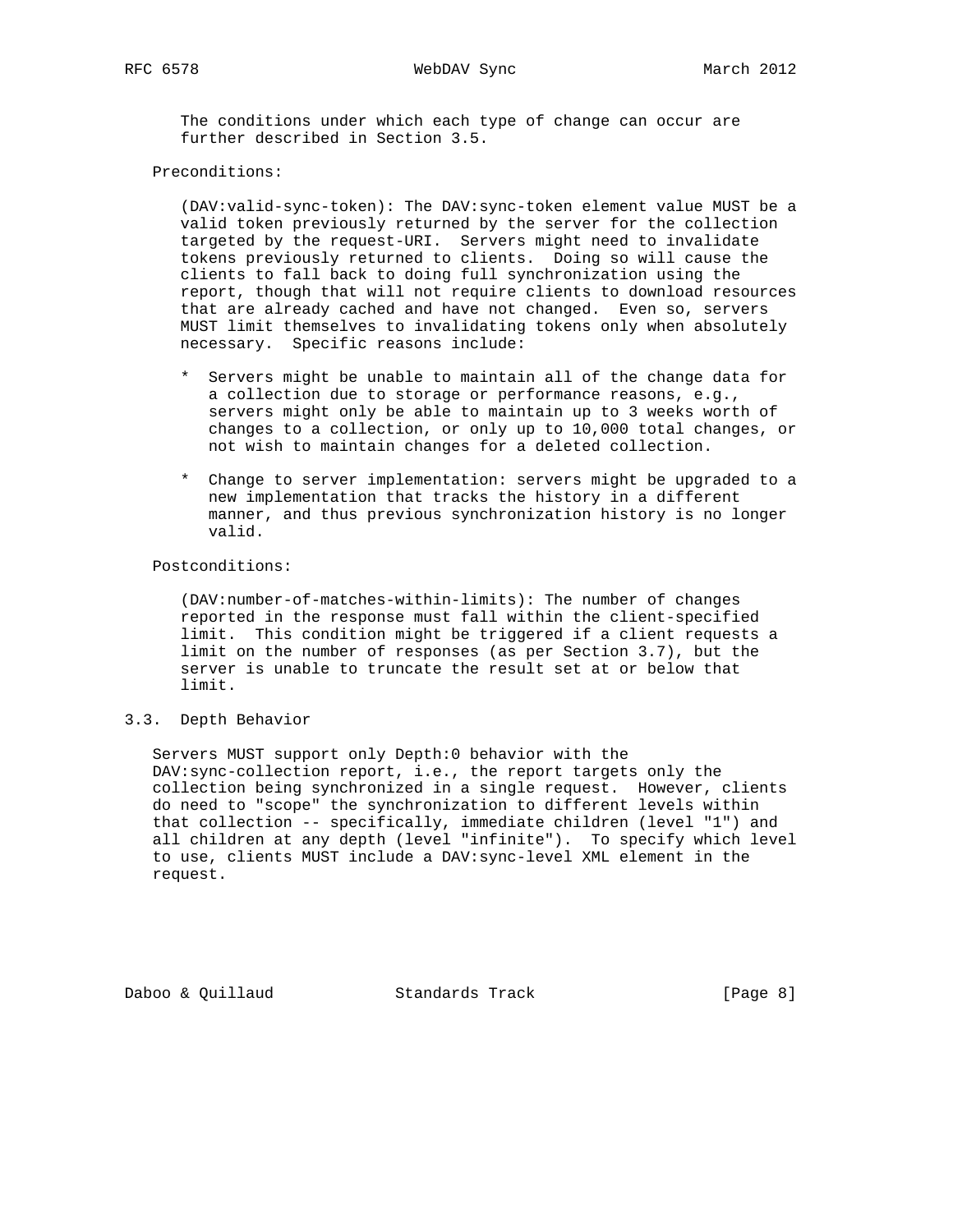The conditions under which each type of change can occur are further described in Section 3.5.

Preconditions:

(DAV:valid-sync-token): The DAV:sync-token element value MUST be a valid token previously returned by the server for the collection targeted by the request-URI. Servers might need to invalidate tokens previously returned to clients. Doing so will cause the clients to fall back to doing full synchronization using the report, though that will not require clients to download resources that are already cached and have not changed. Even so, servers MUST limit themselves to invalidating tokens only when absolutely necessary. Specific reasons include:

* Servers might be unable to maintain all of the change data for a collection due to storage or performance reasons, e.g., servers might only be able to maintain up to 3 weeks worth of changes to a collection, or only up to 10,000 total changes, or not wish to maintain changes for a deleted collection.

* Change to server implementation: servers might be upgraded to a new implementation that tracks the history in a different manner, and thus previous synchronization history is no longer valid.

Postconditions:

(DAV:number-of-matches-within-limits): The number of changes reported in the response must fall within the client-specified limit. This condition might be triggered if a client requests a limit on the number of responses (as per Section 3.7), but the server is unable to truncate the result set at or below that limit.

## 3.3. Depth Behavior

Servers MUST support only Depth:0 behavior with the DAV:sync-collection report, i.e., the report targets only the collection being synchronized in a single request. However, clients do need to "scope" the synchronization to different levels within that collection -- specifically, immediate children (level "1") and all children at any depth (level "infinite"). To specify which level to use, clients MUST include a DAV:sync-level XML element in the request.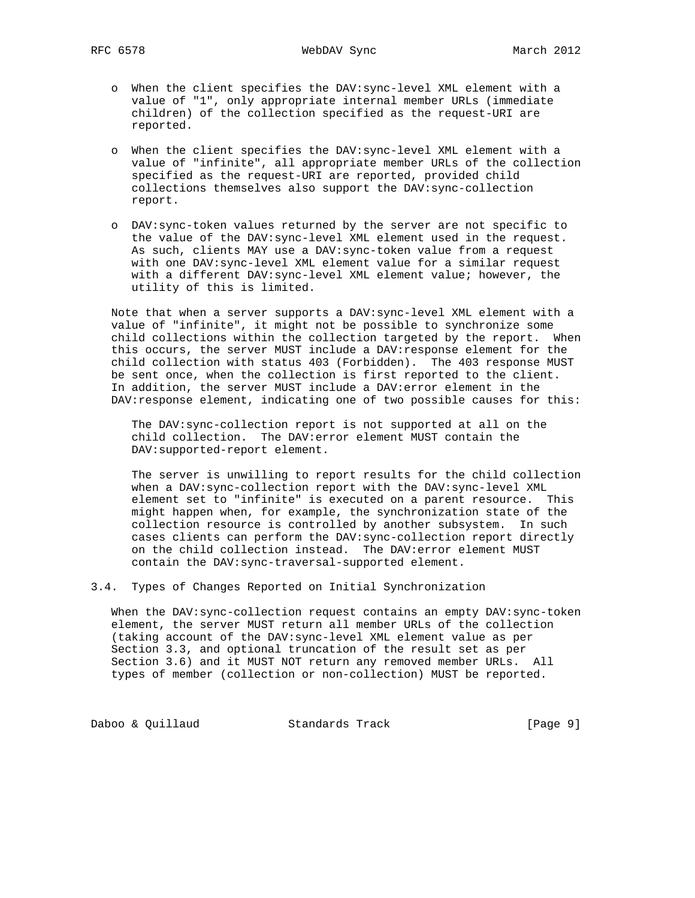- When the client specifies the DAV:sync-level XML element with a value of "1", only appropriate internal member URLs (immediate children) of the collection specified as the request-URI are reported.

- When the client specifies the DAV:sync-level XML element with a value of "infinite", all appropriate member URLs of the collection specified as the request-URI are reported, provided child collections themselves also support the DAV:sync-collection report.

- DAV:sync-token values returned by the server are not specific to the value of the DAV:sync-level XML element used in the request. As such, clients MAY use a DAV:sync-token value from a request with one DAV:sync-level XML element value for a similar request with a different DAV:sync-level XML element value; however, the utility of this is limited.

Note that when a server supports a DAV:sync-level XML element with a value of "infinite", it might not be possible to synchronize some child collections within the collection targeted by the report. When this occurs, the server MUST include a DAV:response element for the child collection with status 403 (Forbidden). The 403 response MUST be sent once, when the collection is first reported to the client. In addition, the server MUST include a DAV:error element in the DAV:response element, indicating one of two possible causes for this:

> The DAV:sync-collection report is not supported at all on the child collection. The DAV:error element MUST contain the DAV:supported-report element.
>
> The server is unwilling to report results for the child collection when a DAV:sync-collection report with the DAV:sync-level XML element set to "infinite" is executed on a parent resource. This might happen when, for example, the synchronization state of the collection resource is controlled by another subsystem. In such cases clients can perform the DAV:sync-collection report directly on the child collection instead. The DAV:error element MUST contain the DAV:sync-traversal-supported element.

## 3.4. Types of Changes Reported on Initial Synchronization

When the DAV:sync-collection request contains an empty DAV:sync-token element, the server MUST return all member URLs of the collection (taking account of the DAV:sync-level XML element value as per Section 3.3, and optional truncation of the result set as per Section 3.6) and it MUST NOT return any removed member URLs. All types of member (collection or non-collection) MUST be reported.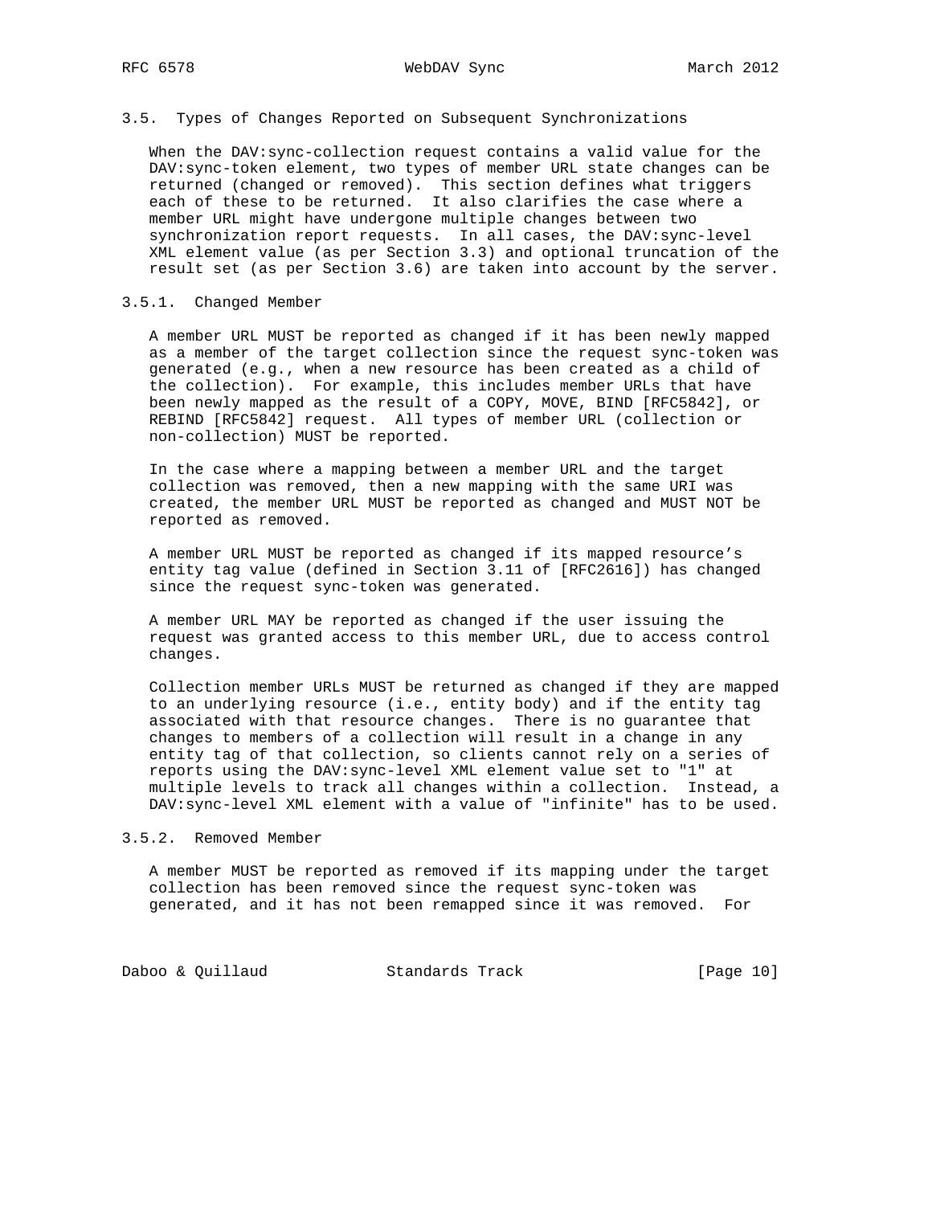### 3.5. Types of Changes Reported on Subsequent Synchronizations

When the DAV:sync-collection request contains a valid value for the DAV:sync-token element, two types of member URL state changes can be returned (changed or removed). This section defines what triggers each of these to be returned. It also clarifies the case where a member URL might have undergone multiple changes between two synchronization report requests. In all cases, the DAV:sync-level XML element value (as per Section 3.3) and optional truncation of the result set (as per Section 3.6) are taken into account by the server.

#### 3.5.1. Changed Member

A member URL MUST be reported as changed if it has been newly mapped as a member of the target collection since the request sync-token was generated (e.g., when a new resource has been created as a child of the collection). For example, this includes member URLs that have been newly mapped as the result of a COPY, MOVE, BIND [RFC5842], or REBIND [RFC5842] request. All types of member URL (collection or non-collection) MUST be reported.

In the case where a mapping between a member URL and the target collection was removed, then a new mapping with the same URI was created, the member URL MUST be reported as changed and MUST NOT be reported as removed.

A member URL MUST be reported as changed if its mapped resource's entity tag value (defined in Section 3.11 of [RFC2616]) has changed since the request sync-token was generated.

A member URL MAY be reported as changed if the user issuing the request was granted access to this member URL, due to access control changes.

Collection member URLs MUST be returned as changed if they are mapped to an underlying resource (i.e., entity body) and if the entity tag associated with that resource changes. There is no guarantee that changes to members of a collection will result in a change in any entity tag of that collection, so clients cannot rely on a series of reports using the DAV:sync-level XML element value set to "1" at multiple levels to track all changes within a collection. Instead, a DAV:sync-level XML element with a value of "infinite" has to be used.

#### 3.5.2. Removed Member

A member MUST be reported as removed if its mapping under the target collection has been removed since the request sync-token was generated, and it has not been remapped since it was removed. For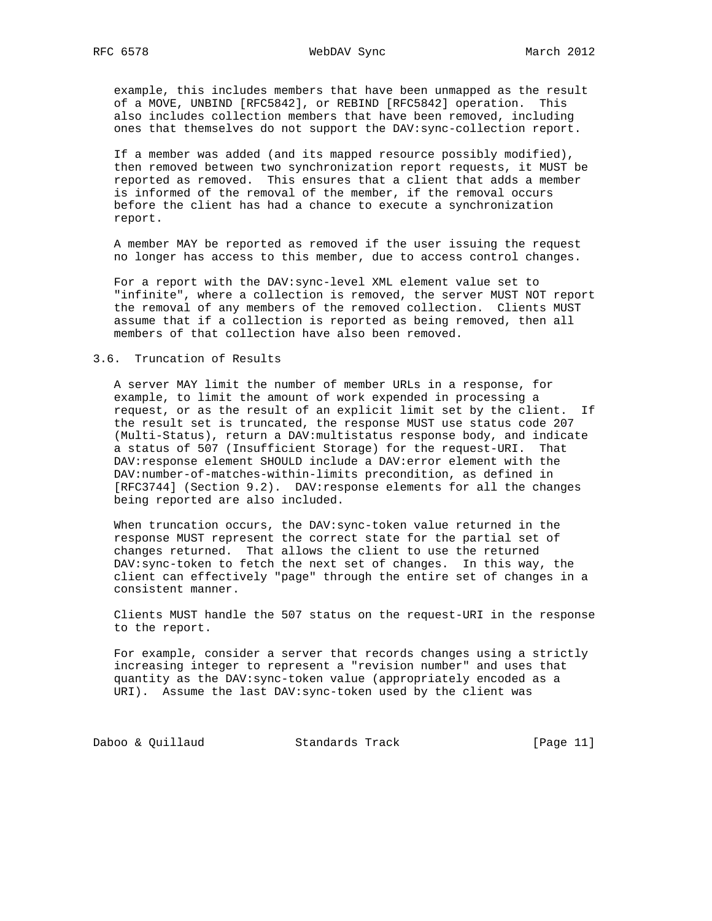example, this includes members that have been unmapped as the result of a MOVE, UNBIND [RFC5842], or REBIND [RFC5842] operation. This also includes collection members that have been removed, including ones that themselves do not support the DAV:sync-collection report.

If a member was added (and its mapped resource possibly modified), then removed between two synchronization report requests, it MUST be reported as removed. This ensures that a client that adds a member is informed of the removal of the member, if the removal occurs before the client has had a chance to execute a synchronization report.

A member MAY be reported as removed if the user issuing the request no longer has access to this member, due to access control changes.

For a report with the DAV:sync-level XML element value set to "infinite", where a collection is removed, the server MUST NOT report the removal of any members of the removed collection. Clients MUST assume that if a collection is reported as being removed, then all members of that collection have also been removed.

### 3.6. Truncation of Results

A server MAY limit the number of member URLs in a response, for example, to limit the amount of work expended in processing a request, or as the result of an explicit limit set by the client. If the result set is truncated, the response MUST use status code 207 (Multi-Status), return a DAV:multistatus response body, and indicate a status of 507 (Insufficient Storage) for the request-URI. That DAV:response element SHOULD include a DAV:error element with the DAV:number-of-matches-within-limits precondition, as defined in [RFC3744] (Section 9.2). DAV:response elements for all the changes being reported are also included.

When truncation occurs, the DAV:sync-token value returned in the response MUST represent the correct state for the partial set of changes returned. That allows the client to use the returned DAV:sync-token to fetch the next set of changes. In this way, the client can effectively "page" through the entire set of changes in a consistent manner.

Clients MUST handle the 507 status on the request-URI in the response to the report.

For example, consider a server that records changes using a strictly increasing integer to represent a "revision number" and uses that quantity as the DAV:sync-token value (appropriately encoded as a URI). Assume the last DAV:sync-token used by the client was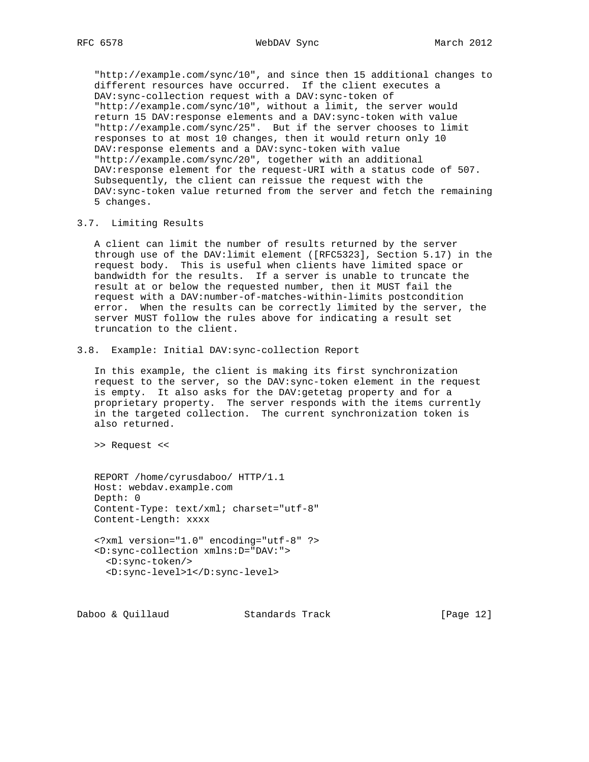"http://example.com/sync/10", and since then 15 additional changes to different resources have occurred. If the client executes a DAV:sync-collection request with a DAV:sync-token of "http://example.com/sync/10", without a limit, the server would return 15 DAV:response elements and a DAV:sync-token with value "http://example.com/sync/25". But if the server chooses to limit responses to at most 10 changes, then it would return only 10 DAV:response elements and a DAV:sync-token with value "http://example.com/sync/20", together with an additional DAV:response element for the request-URI with a status code of 507. Subsequently, the client can reissue the request with the DAV:sync-token value returned from the server and fetch the remaining 5 changes.

### 3.7. Limiting Results

A client can limit the number of results returned by the server through use of the DAV:limit element ([RFC5323], Section 5.17) in the request body. This is useful when clients have limited space or bandwidth for the results. If a server is unable to truncate the result at or below the requested number, then it MUST fail the request with a DAV:number-of-matches-within-limits postcondition error. When the results can be correctly limited by the server, the server MUST follow the rules above for indicating a result set truncation to the client.

### 3.8. Example: Initial DAV:sync-collection Report

In this example, the client is making its first synchronization request to the server, so the DAV:sync-token element in the request is empty. It also asks for the DAV:getetag property and for a proprietary property. The server responds with the items currently in the targeted collection. The current synchronization token is also returned.

>> Request <<

```
REPORT /home/cyrusdaboo/ HTTP/1.1
Host: webdav.example.com
Depth: 0
Content-Type: text/xml; charset="utf-8"
Content-Length: xxxx

<?xml version="1.0" encoding="utf-8" ?>
<D:sync-collection xmlns:D="DAV:">
  <D:sync-token/>
  <D:sync-level>1</D:sync-level>
```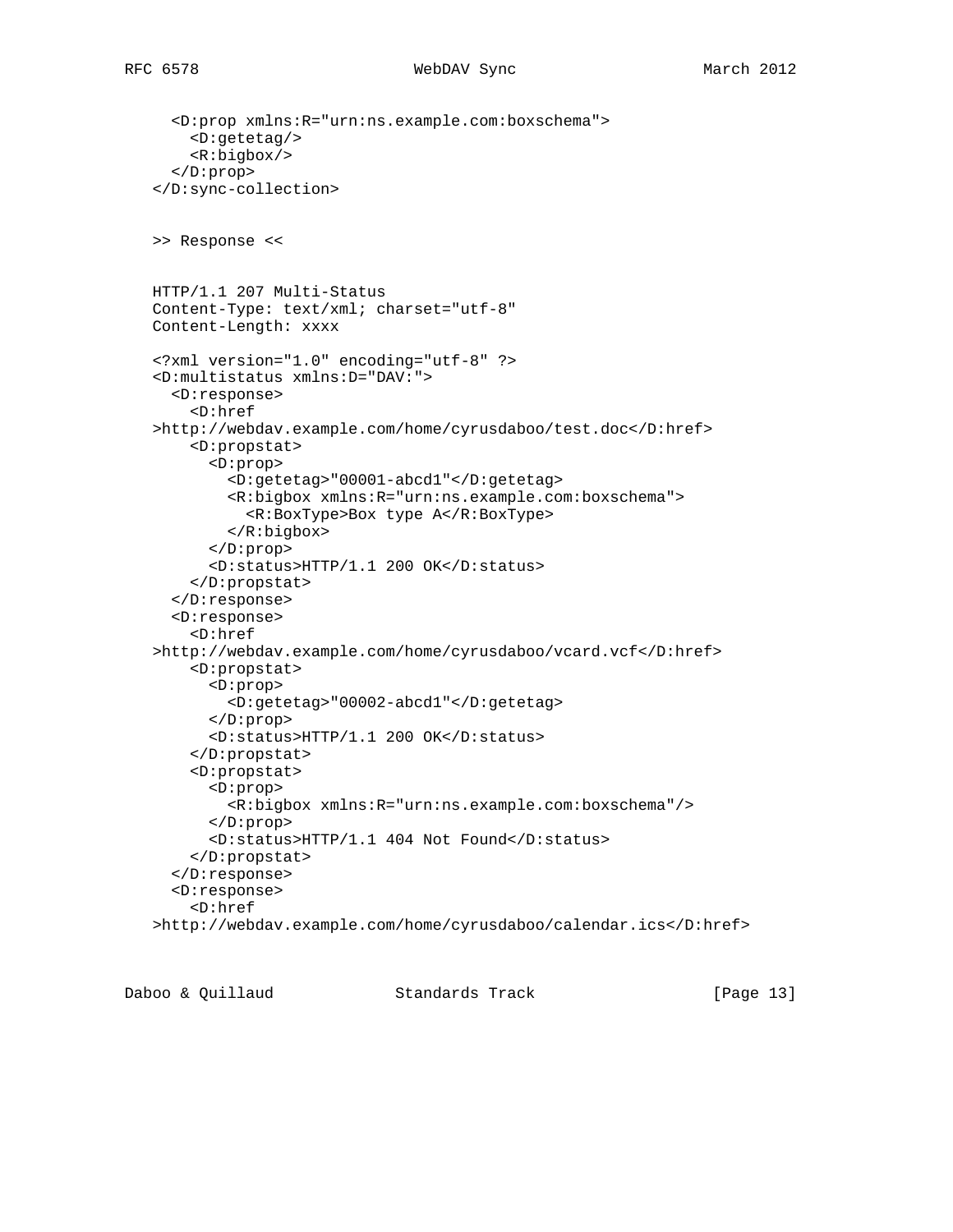```
  <D:prop xmlns:R="urn:ns.example.com:boxschema">
    <D:getetag/>
    <R:bigbox/>
  </D:prop>
</D:sync-collection>
```

>> Response <<

```
HTTP/1.1 207 Multi-Status
Content-Type: text/xml; charset="utf-8"
Content-Length: xxxx

<?xml version="1.0" encoding="utf-8" ?>
<D:multistatus xmlns:D="DAV:">
  <D:response>
    <D:href
>http://webdav.example.com/home/cyrusdaboo/test.doc</D:href>
    <D:propstat>
      <D:prop>
        <D:getetag>"00001-abcd1"</D:getetag>
        <R:bigbox xmlns:R="urn:ns.example.com:boxschema">
          <R:BoxType>Box type A</R:BoxType>
        </R:bigbox>
      </D:prop>
      <D:status>HTTP/1.1 200 OK</D:status>
    </D:propstat>
  </D:response>
  <D:response>
    <D:href
>http://webdav.example.com/home/cyrusdaboo/vcard.vcf</D:href>
    <D:propstat>
      <D:prop>
        <D:getetag>"00002-abcd1"</D:getetag>
      </D:prop>
      <D:status>HTTP/1.1 200 OK</D:status>
    </D:propstat>
    <D:propstat>
      <D:prop>
        <R:bigbox xmlns:R="urn:ns.example.com:boxschema"/>
      </D:prop>
      <D:status>HTTP/1.1 404 Not Found</D:status>
    </D:propstat>
  </D:response>
  <D:response>
    <D:href
>http://webdav.example.com/home/cyrusdaboo/calendar.ics</D:href>
```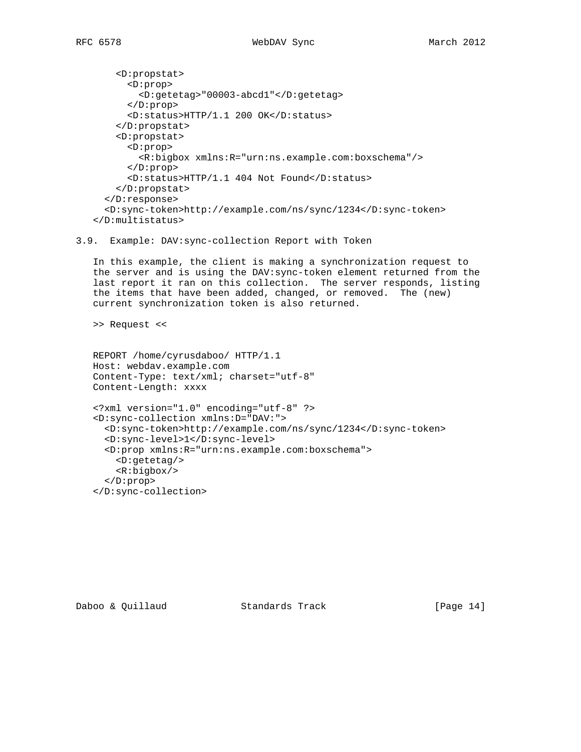```
      <D:propstat>
        <D:prop>
          <D:getetag>"00003-abcd1"</D:getetag>
        </D:prop>
        <D:status>HTTP/1.1 200 OK</D:status>
      </D:propstat>
      <D:propstat>
        <D:prop>
          <R:bigbox xmlns:R="urn:ns.example.com:boxschema"/>
        </D:prop>
        <D:status>HTTP/1.1 404 Not Found</D:status>
      </D:propstat>
    </D:response>
    <D:sync-token>http://example.com/ns/sync/1234</D:sync-token>
  </D:multistatus>
```

### 3.9. Example: DAV:sync-collection Report with Token

In this example, the client is making a synchronization request to the server and is using the DAV:sync-token element returned from the last report it ran on this collection. The server responds, listing the items that have been added, changed, or removed. The (new) current synchronization token is also returned.

>> Request <<

```
REPORT /home/cyrusdaboo/ HTTP/1.1
Host: webdav.example.com
Content-Type: text/xml; charset="utf-8"
Content-Length: xxxx

<?xml version="1.0" encoding="utf-8" ?>
<D:sync-collection xmlns:D="DAV:">
  <D:sync-token>http://example.com/ns/sync/1234</D:sync-token>
  <D:sync-level>1</D:sync-level>
  <D:prop xmlns:R="urn:ns.example.com:boxschema">
    <D:getetag/>
    <R:bigbox/>
  </D:prop>
</D:sync-collection>
```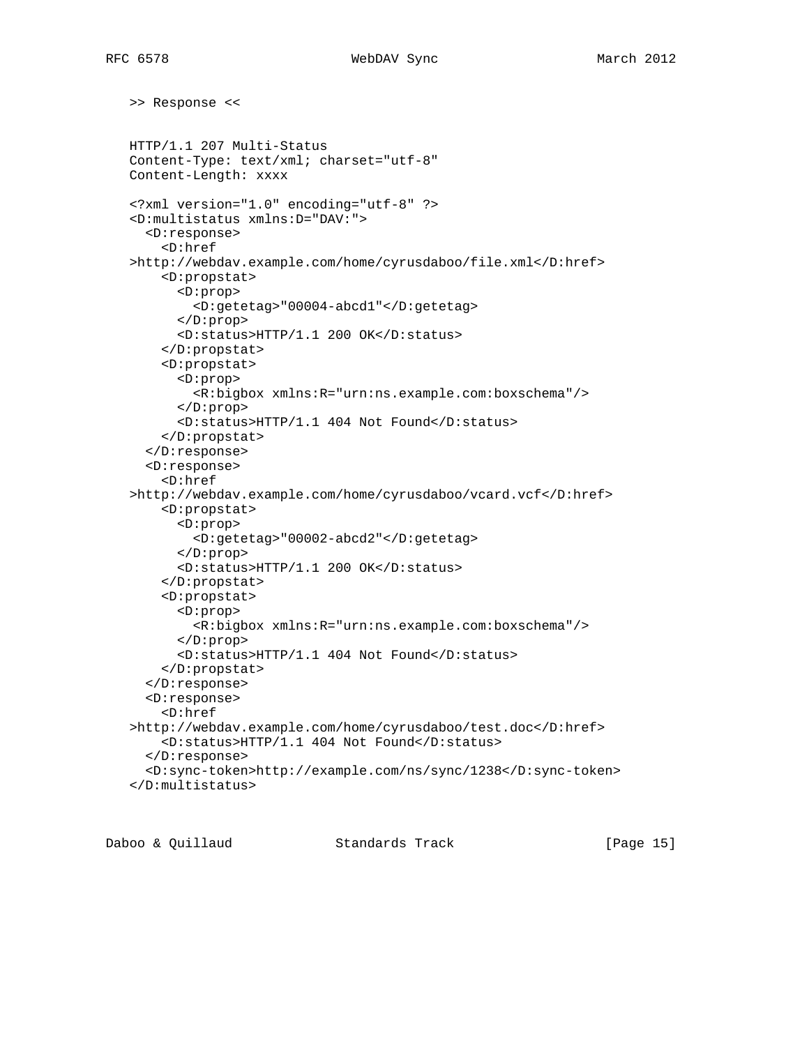>> Response <<

```
HTTP/1.1 207 Multi-Status
Content-Type: text/xml; charset="utf-8"
Content-Length: xxxx

<?xml version="1.0" encoding="utf-8" ?>
<D:multistatus xmlns:D="DAV:">
  <D:response>
    <D:href
>http://webdav.example.com/home/cyrusdaboo/file.xml</D:href>
    <D:propstat>
      <D:prop>
        <D:getetag>"00004-abcd1"</D:getetag>
      </D:prop>
      <D:status>HTTP/1.1 200 OK</D:status>
    </D:propstat>
    <D:propstat>
      <D:prop>
        <R:bigbox xmlns:R="urn:ns.example.com:boxschema"/>
      </D:prop>
      <D:status>HTTP/1.1 404 Not Found</D:status>
    </D:propstat>
  </D:response>
  <D:response>
    <D:href
>http://webdav.example.com/home/cyrusdaboo/vcard.vcf</D:href>
    <D:propstat>
      <D:prop>
        <D:getetag>"00002-abcd2"</D:getetag>
      </D:prop>
      <D:status>HTTP/1.1 200 OK</D:status>
    </D:propstat>
    <D:propstat>
      <D:prop>
        <R:bigbox xmlns:R="urn:ns.example.com:boxschema"/>
      </D:prop>
      <D:status>HTTP/1.1 404 Not Found</D:status>
    </D:propstat>
  </D:response>
  <D:response>
    <D:href
>http://webdav.example.com/home/cyrusdaboo/test.doc</D:href>
    <D:status>HTTP/1.1 404 Not Found</D:status>
  </D:response>
  <D:sync-token>http://example.com/ns/sync/1238</D:sync-token>
</D:multistatus>
```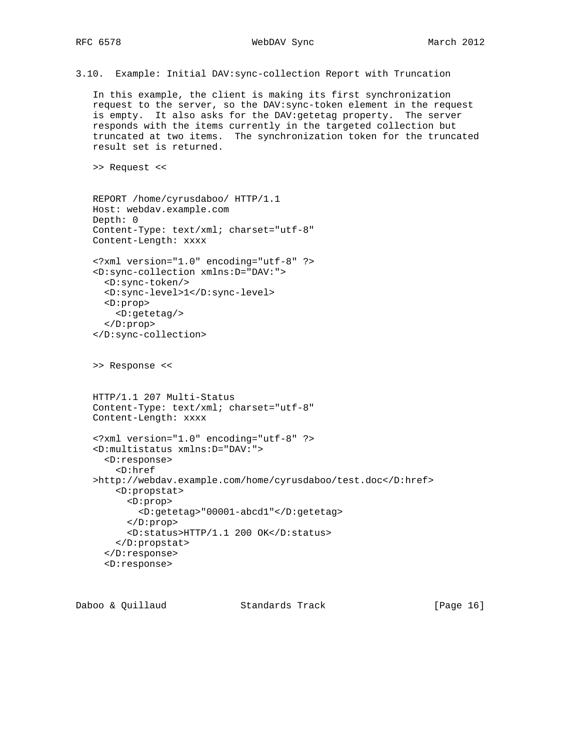### 3.10. Example: Initial DAV:sync-collection Report with Truncation

In this example, the client is making its first synchronization request to the server, so the DAV:sync-token element in the request is empty. It also asks for the DAV:getetag property. The server responds with the items currently in the targeted collection but truncated at two items. The synchronization token for the truncated result set is returned.

>> Request <<

```
REPORT /home/cyrusdaboo/ HTTP/1.1
Host: webdav.example.com
Depth: 0
Content-Type: text/xml; charset="utf-8"
Content-Length: xxxx

<?xml version="1.0" encoding="utf-8" ?>
<D:sync-collection xmlns:D="DAV:">
  <D:sync-token/>
  <D:sync-level>1</D:sync-level>
  <D:prop>
    <D:getetag/>
  </D:prop>
</D:sync-collection>
```

>> Response <<

```
HTTP/1.1 207 Multi-Status
Content-Type: text/xml; charset="utf-8"
Content-Length: xxxx

<?xml version="1.0" encoding="utf-8" ?>
<D:multistatus xmlns:D="DAV:">
  <D:response>
    <D:href
>http://webdav.example.com/home/cyrusdaboo/test.doc</D:href>
    <D:propstat>
      <D:prop>
        <D:getetag>"00001-abcd1"</D:getetag>
      </D:prop>
      <D:status>HTTP/1.1 200 OK</D:status>
    </D:propstat>
  </D:response>
  <D:response>
```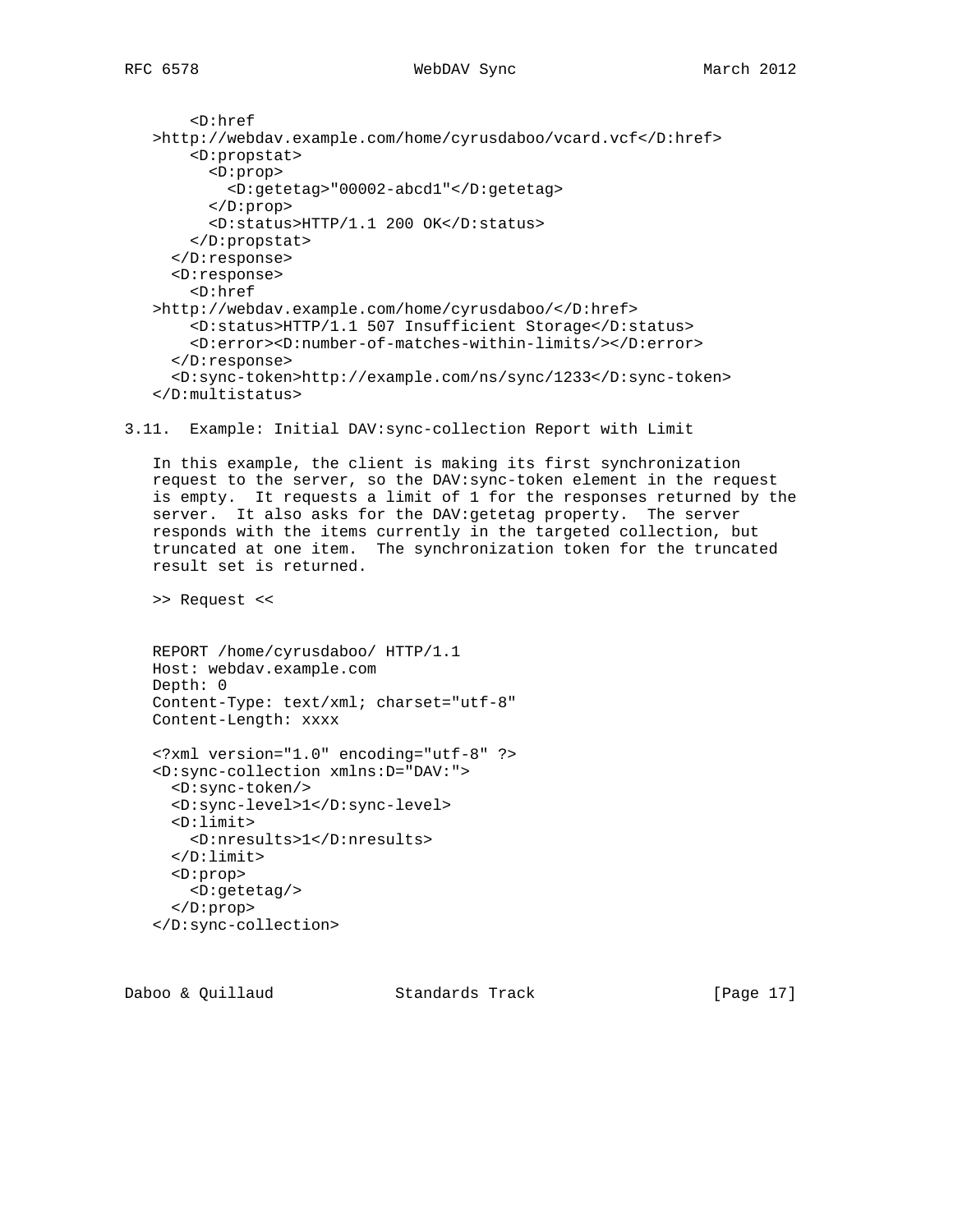```
      <D:href
  >http://webdav.example.com/home/cyrusdaboo/vcard.vcf</D:href>
      <D:propstat>
        <D:prop>
          <D:getetag>"00002-abcd1"</D:getetag>
        </D:prop>
        <D:status>HTTP/1.1 200 OK</D:status>
      </D:propstat>
    </D:response>
    <D:response>
      <D:href
  >http://webdav.example.com/home/cyrusdaboo/</D:href>
      <D:status>HTTP/1.1 507 Insufficient Storage</D:status>
      <D:error><D:number-of-matches-within-limits/></D:error>
    </D:response>
    <D:sync-token>http://example.com/ns/sync/1233</D:sync-token>
  </D:multistatus>
```

### 3.11. Example: Initial DAV:sync-collection Report with Limit

In this example, the client is making its first synchronization request to the server, so the DAV:sync-token element in the request is empty. It requests a limit of 1 for the responses returned by the server. It also asks for the DAV:getetag property. The server responds with the items currently in the targeted collection, but truncated at one item. The synchronization token for the truncated result set is returned.

>> Request <<

```
REPORT /home/cyrusdaboo/ HTTP/1.1
Host: webdav.example.com
Depth: 0
Content-Type: text/xml; charset="utf-8"
Content-Length: xxxx

<?xml version="1.0" encoding="utf-8" ?>
<D:sync-collection xmlns:D="DAV:">
  <D:sync-token/>
  <D:sync-level>1</D:sync-level>
  <D:limit>
    <D:nresults>1</D:nresults>
  </D:limit>
  <D:prop>
    <D:getetag/>
  </D:prop>
</D:sync-collection>
```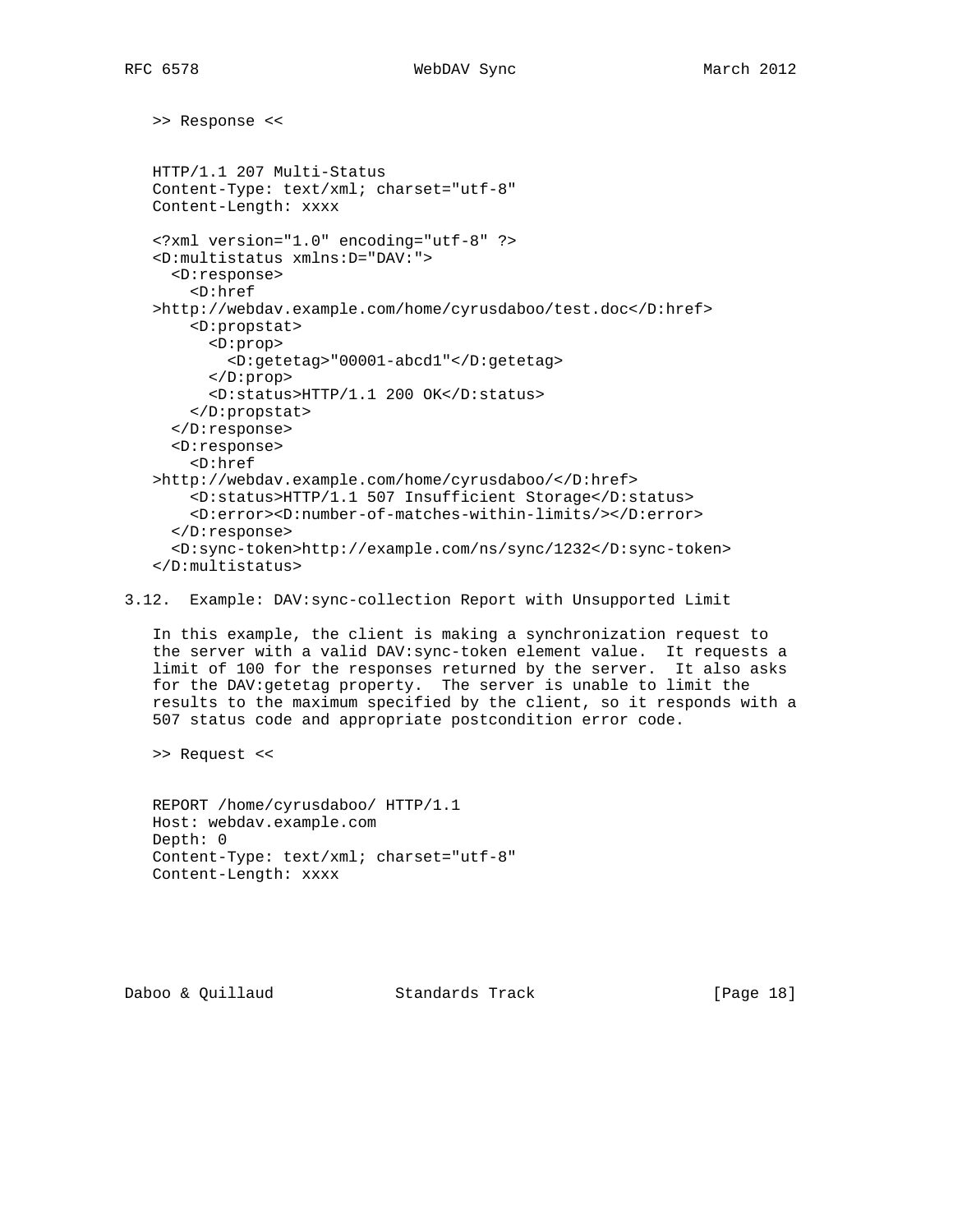>> Response <<

```
HTTP/1.1 207 Multi-Status
Content-Type: text/xml; charset="utf-8"
Content-Length: xxxx

<?xml version="1.0" encoding="utf-8" ?>
<D:multistatus xmlns:D="DAV:">
  <D:response>
    <D:href
>http://webdav.example.com/home/cyrusdaboo/test.doc</D:href>
    <D:propstat>
      <D:prop>
        <D:getetag>"00001-abcd1"</D:getetag>
      </D:prop>
      <D:status>HTTP/1.1 200 OK</D:status>
    </D:propstat>
  </D:response>
  <D:response>
    <D:href
>http://webdav.example.com/home/cyrusdaboo/</D:href>
    <D:status>HTTP/1.1 507 Insufficient Storage</D:status>
    <D:error><D:number-of-matches-within-limits/></D:error>
  </D:response>
  <D:sync-token>http://example.com/ns/sync/1232</D:sync-token>
</D:multistatus>
```

### 3.12. Example: DAV:sync-collection Report with Unsupported Limit

In this example, the client is making a synchronization request to the server with a valid DAV:sync-token element value. It requests a limit of 100 for the responses returned by the server. It also asks for the DAV:getetag property. The server is unable to limit the results to the maximum specified by the client, so it responds with a 507 status code and appropriate postcondition error code.

>> Request <<

```
REPORT /home/cyrusdaboo/ HTTP/1.1
Host: webdav.example.com
Depth: 0
Content-Type: text/xml; charset="utf-8"
Content-Length: xxxx
```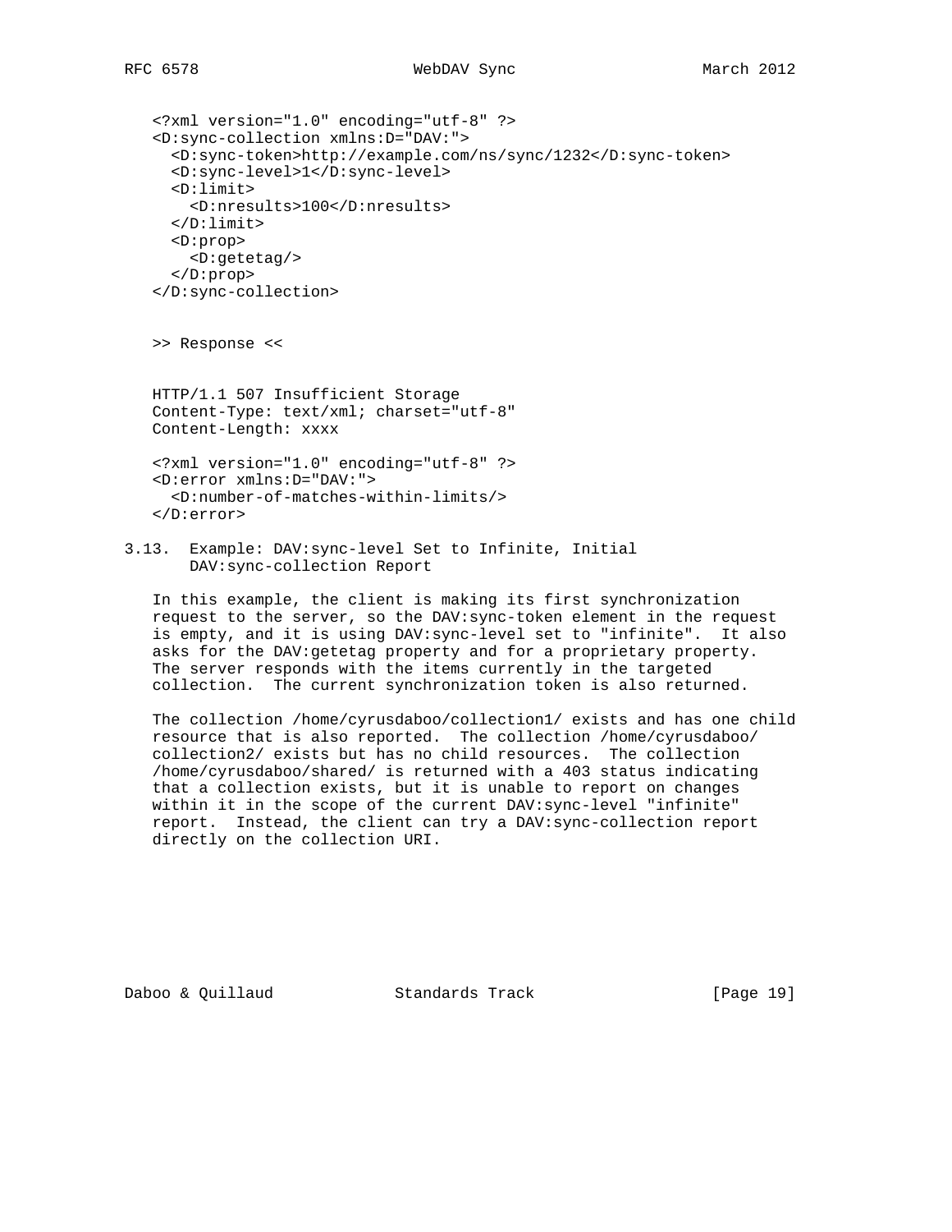```
<?xml version="1.0" encoding="utf-8" ?>
<D:sync-collection xmlns:D="DAV:">
  <D:sync-token>http://example.com/ns/sync/1232</D:sync-token>
  <D:sync-level>1</D:sync-level>
  <D:limit>
    <D:nresults>100</D:nresults>
  </D:limit>
  <D:prop>
    <D:getetag/>
  </D:prop>
</D:sync-collection>
```

>> Response <<

```
HTTP/1.1 507 Insufficient Storage
Content-Type: text/xml; charset="utf-8"
Content-Length: xxxx

<?xml version="1.0" encoding="utf-8" ?>
<D:error xmlns:D="DAV:">
  <D:number-of-matches-within-limits/>
</D:error>
```

### 3.13. Example: DAV:sync-level Set to Infinite, Initial DAV:sync-collection Report

In this example, the client is making its first synchronization request to the server, so the DAV:sync-token element in the request is empty, and it is using DAV:sync-level set to "infinite". It also asks for the DAV:getetag property and for a proprietary property. The server responds with the items currently in the targeted collection. The current synchronization token is also returned.

The collection /home/cyrusdaboo/collection1/ exists and has one child resource that is also reported. The collection /home/cyrusdaboo/collection2/ exists but has no child resources. The collection /home/cyrusdaboo/shared/ is returned with a 403 status indicating that a collection exists, but it is unable to report on changes within it in the scope of the current DAV:sync-level "infinite" report. Instead, the client can try a DAV:sync-collection report directly on the collection URI.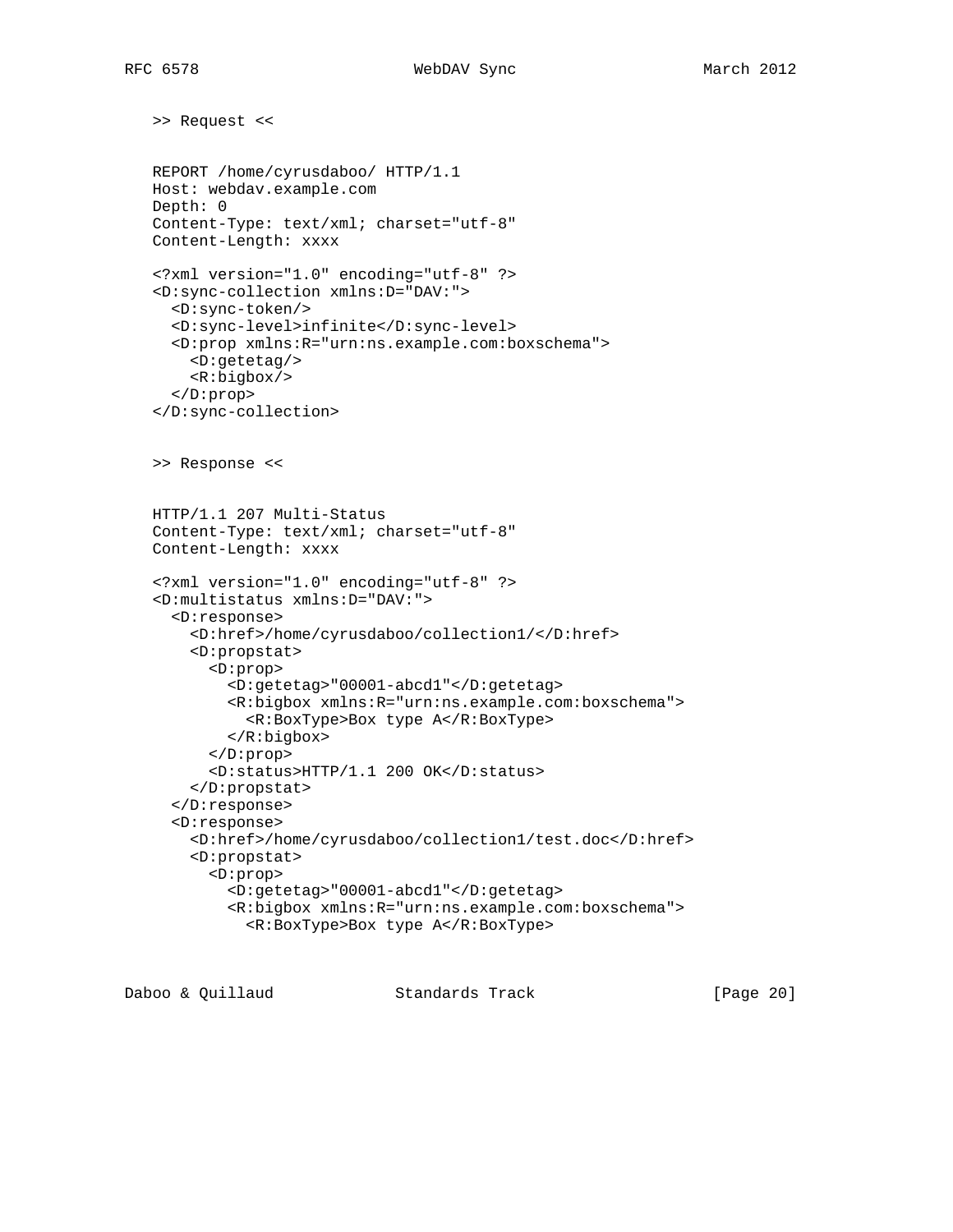>> Request <<

```
REPORT /home/cyrusdaboo/ HTTP/1.1
Host: webdav.example.com
Depth: 0
Content-Type: text/xml; charset="utf-8"
Content-Length: xxxx

<?xml version="1.0" encoding="utf-8" ?>
<D:sync-collection xmlns:D="DAV:">
  <D:sync-token/>
  <D:sync-level>infinite</D:sync-level>
  <D:prop xmlns:R="urn:ns.example.com:boxschema">
    <D:getetag/>
    <R:bigbox/>
  </D:prop>
</D:sync-collection>
```

>> Response <<

```
HTTP/1.1 207 Multi-Status
Content-Type: text/xml; charset="utf-8"
Content-Length: xxxx

<?xml version="1.0" encoding="utf-8" ?>
<D:multistatus xmlns:D="DAV:">
  <D:response>
    <D:href>/home/cyrusdaboo/collection1/</D:href>
    <D:propstat>
      <D:prop>
        <D:getetag>"00001-abcd1"</D:getetag>
        <R:bigbox xmlns:R="urn:ns.example.com:boxschema">
          <R:BoxType>Box type A</R:BoxType>
        </R:bigbox>
      </D:prop>
      <D:status>HTTP/1.1 200 OK</D:status>
    </D:propstat>
  </D:response>
  <D:response>
    <D:href>/home/cyrusdaboo/collection1/test.doc</D:href>
    <D:propstat>
      <D:prop>
        <D:getetag>"00001-abcd1"</D:getetag>
        <R:bigbox xmlns:R="urn:ns.example.com:boxschema">
          <R:BoxType>Box type A</R:BoxType>
```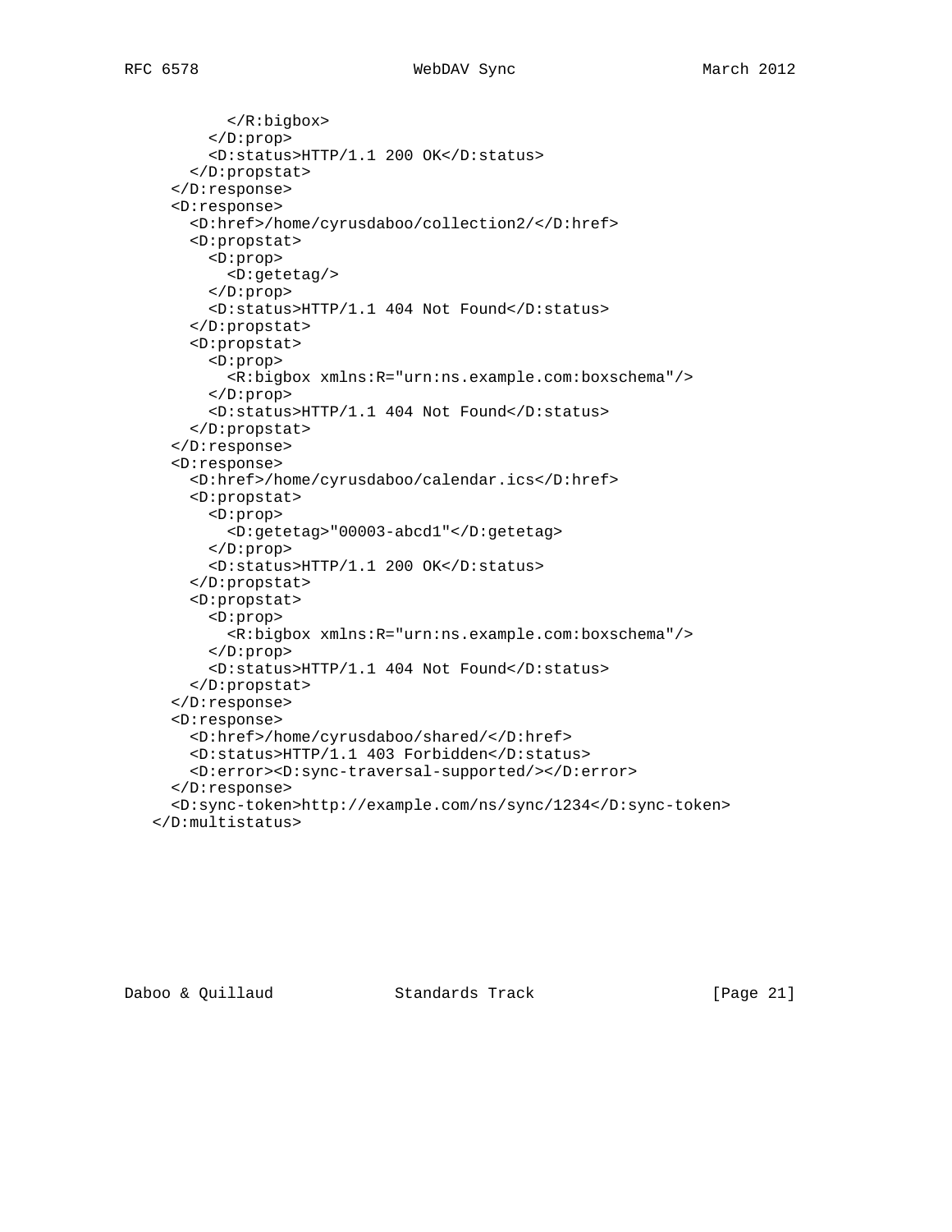```
         </R:bigbox>
       </D:prop>
       <D:status>HTTP/1.1 200 OK</D:status>
     </D:propstat>
   </D:response>
   <D:response>
     <D:href>/home/cyrusdaboo/collection2/</D:href>
     <D:propstat>
       <D:prop>
         <D:getetag/>
       </D:prop>
       <D:status>HTTP/1.1 404 Not Found</D:status>
     </D:propstat>
     <D:propstat>
       <D:prop>
         <R:bigbox xmlns:R="urn:ns.example.com:boxschema"/>
       </D:prop>
       <D:status>HTTP/1.1 404 Not Found</D:status>
     </D:propstat>
   </D:response>
   <D:response>
     <D:href>/home/cyrusdaboo/calendar.ics</D:href>
     <D:propstat>
       <D:prop>
         <D:getetag>"00003-abcd1"</D:getetag>
       </D:prop>
       <D:status>HTTP/1.1 200 OK</D:status>
     </D:propstat>
     <D:propstat>
       <D:prop>
         <R:bigbox xmlns:R="urn:ns.example.com:boxschema"/>
       </D:prop>
       <D:status>HTTP/1.1 404 Not Found</D:status>
     </D:propstat>
   </D:response>
   <D:response>
     <D:href>/home/cyrusdaboo/shared/</D:href>
     <D:status>HTTP/1.1 403 Forbidden</D:status>
     <D:error><D:sync-traversal-supported/></D:error>
   </D:response>
   <D:sync-token>http://example.com/ns/sync/1234</D:sync-token>
 </D:multistatus>
```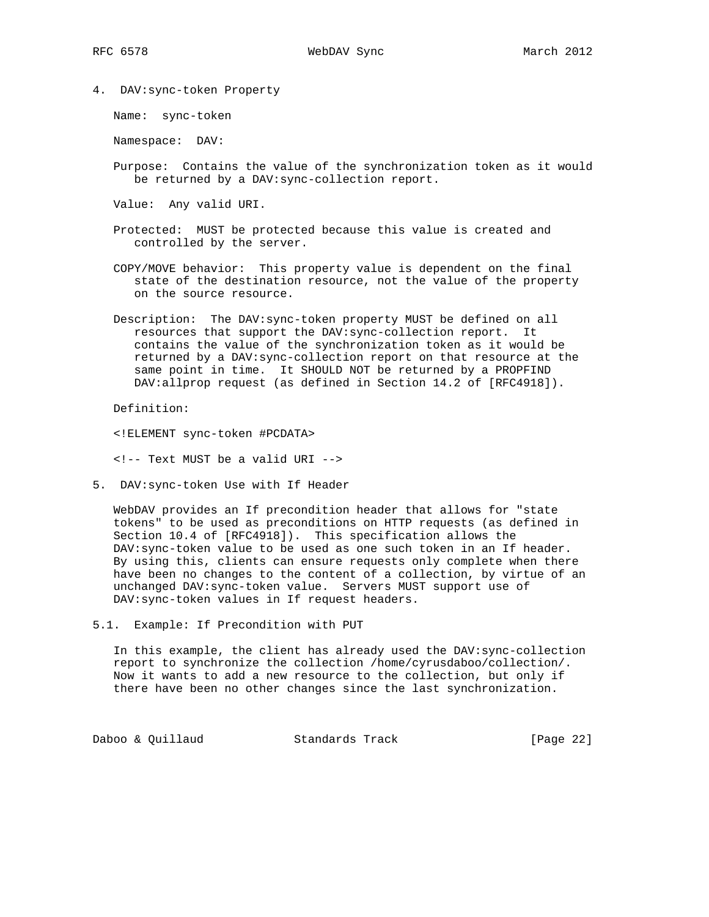## 4. DAV:sync-token Property

Name: sync-token

Namespace: DAV:

Purpose: Contains the value of the synchronization token as it would be returned by a DAV:sync-collection report.

Value: Any valid URI.

Protected: MUST be protected because this value is created and controlled by the server.

COPY/MOVE behavior: This property value is dependent on the final state of the destination resource, not the value of the property on the source resource.

Description: The DAV:sync-token property MUST be defined on all resources that support the DAV:sync-collection report. It contains the value of the synchronization token as it would be returned by a DAV:sync-collection report on that resource at the same point in time. It SHOULD NOT be returned by a PROPFIND DAV:allprop request (as defined in Section 14.2 of [RFC4918]).

Definition:

```
<!ELEMENT sync-token #PCDATA>

<!-- Text MUST be a valid URI -->
```

## 5. DAV:sync-token Use with If Header

WebDAV provides an If precondition header that allows for "state tokens" to be used as preconditions on HTTP requests (as defined in Section 10.4 of [RFC4918]). This specification allows the DAV:sync-token value to be used as one such token in an If header. By using this, clients can ensure requests only complete when there have been no changes to the content of a collection, by virtue of an unchanged DAV:sync-token value. Servers MUST support use of DAV:sync-token values in If request headers.

### 5.1. Example: If Precondition with PUT

In this example, the client has already used the DAV:sync-collection report to synchronize the collection /home/cyrusdaboo/collection/. Now it wants to add a new resource to the collection, but only if there have been no other changes since the last synchronization.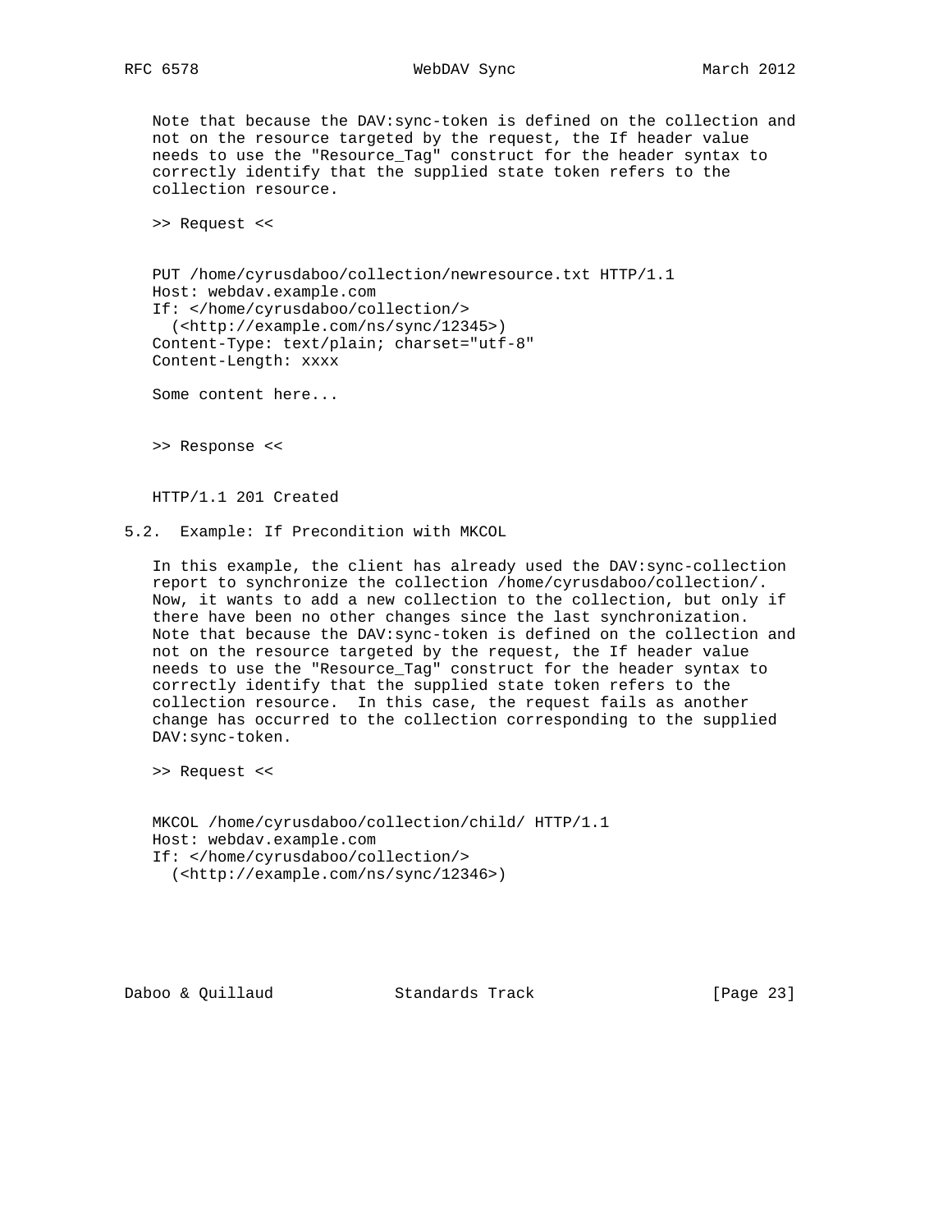Note that because the DAV:sync-token is defined on the collection and not on the resource targeted by the request, the If header value needs to use the "Resource_Tag" construct for the header syntax to correctly identify that the supplied state token refers to the collection resource.

>> Request <<

```
PUT /home/cyrusdaboo/collection/newresource.txt HTTP/1.1
Host: webdav.example.com
If: </home/cyrusdaboo/collection/>
  (<http://example.com/ns/sync/12345>)
Content-Type: text/plain; charset="utf-8"
Content-Length: xxxx

Some content here...
```

>> Response <<

```
HTTP/1.1 201 Created
```

### 5.2. Example: If Precondition with MKCOL

In this example, the client has already used the DAV:sync-collection report to synchronize the collection /home/cyrusdaboo/collection/. Now, it wants to add a new collection to the collection, but only if there have been no other changes since the last synchronization. Note that because the DAV:sync-token is defined on the collection and not on the resource targeted by the request, the If header value needs to use the "Resource_Tag" construct for the header syntax to correctly identify that the supplied state token refers to the collection resource. In this case, the request fails as another change has occurred to the collection corresponding to the supplied DAV:sync-token.

>> Request <<

```
MKCOL /home/cyrusdaboo/collection/child/ HTTP/1.1
Host: webdav.example.com
If: </home/cyrusdaboo/collection/>
  (<http://example.com/ns/sync/12346>)
```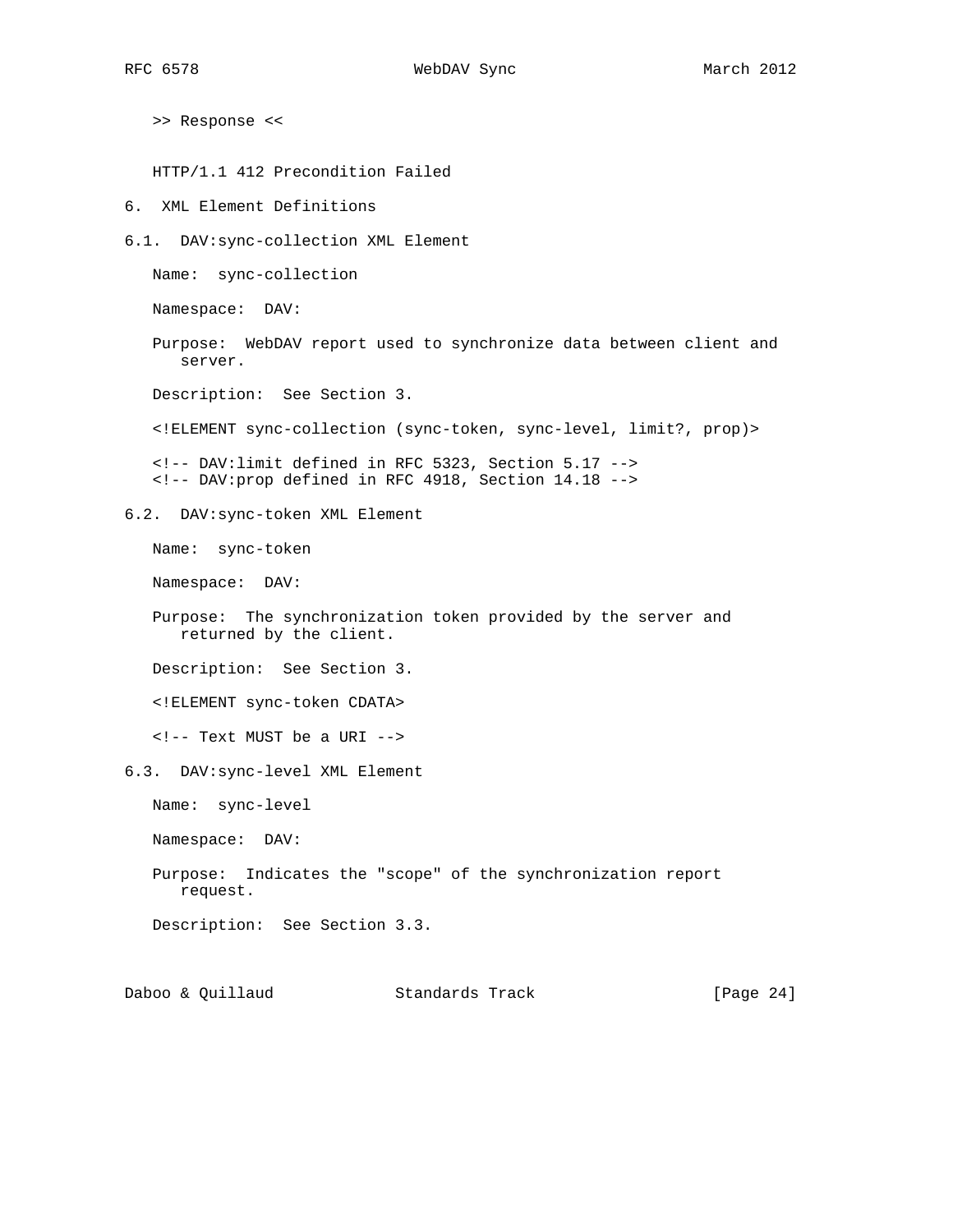>> Response <<

```
HTTP/1.1 412 Precondition Failed
```

## 6. XML Element Definitions

### 6.1. DAV:sync-collection XML Element

Name: sync-collection

Namespace: DAV:

Purpose: WebDAV report used to synchronize data between client and server.

Description: See Section 3.

```
<!ELEMENT sync-collection (sync-token, sync-level, limit?, prop)>

<!-- DAV:limit defined in RFC 5323, Section 5.17 -->
<!-- DAV:prop defined in RFC 4918, Section 14.18 -->
```

### 6.2. DAV:sync-token XML Element

Name: sync-token

Namespace: DAV:

Purpose: The synchronization token provided by the server and returned by the client.

Description: See Section 3.

```
<!ELEMENT sync-token CDATA>

<!-- Text MUST be a URI -->
```

### 6.3. DAV:sync-level XML Element

Name: sync-level

Namespace: DAV:

Purpose: Indicates the "scope" of the synchronization report request.

Description: See Section 3.3.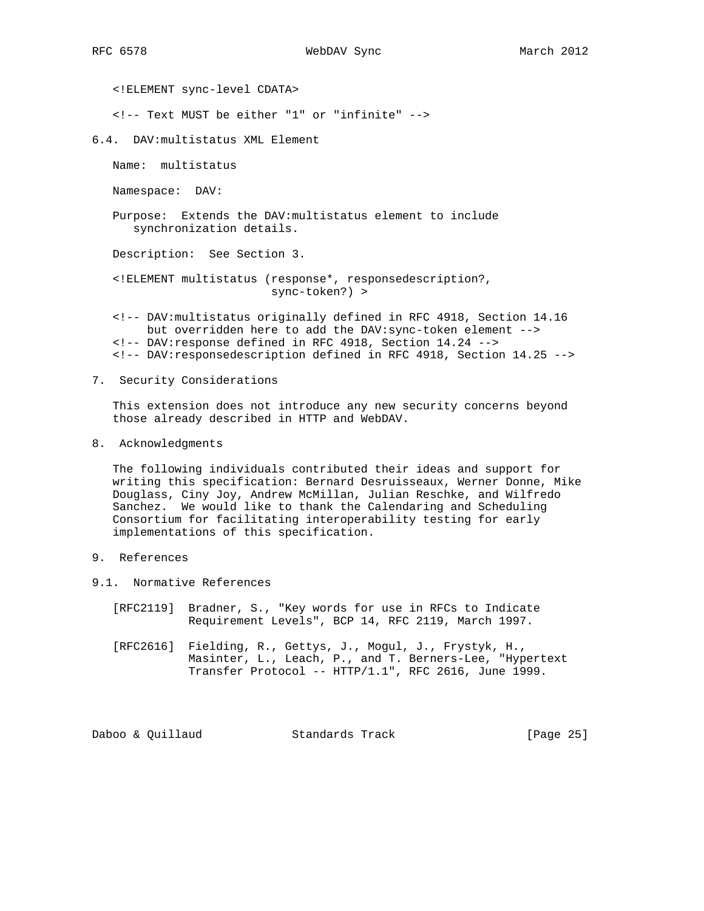```
<!ELEMENT sync-level CDATA>

<!-- Text MUST be either "1" or "infinite" -->
```

### 6.4. DAV:multistatus XML Element

Name: multistatus

Namespace: DAV:

Purpose: Extends the DAV:multistatus element to include synchronization details.

Description: See Section 3.

```
<!ELEMENT multistatus (response*, responsedescription?,
                       sync-token?) >

<!-- DAV:multistatus originally defined in RFC 4918, Section 14.16
     but overridden here to add the DAV:sync-token element -->
<!-- DAV:response defined in RFC 4918, Section 14.24 -->
<!-- DAV:responsedescription defined in RFC 4918, Section 14.25 -->
```

## 7. Security Considerations

This extension does not introduce any new security concerns beyond those already described in HTTP and WebDAV.

## 8. Acknowledgments

The following individuals contributed their ideas and support for writing this specification: Bernard Desruisseaux, Werner Donne, Mike Douglass, Ciny Joy, Andrew McMillan, Julian Reschke, and Wilfredo Sanchez. We would like to thank the Calendaring and Scheduling Consortium for facilitating interoperability testing for early implementations of this specification.

## 9. References

### 9.1. Normative References

[RFC2119] Bradner, S., "Key words for use in RFCs to Indicate Requirement Levels", BCP 14, RFC 2119, March 1997.

[RFC2616] Fielding, R., Gettys, J., Mogul, J., Frystyk, H., Masinter, L., Leach, P., and T. Berners-Lee, "Hypertext Transfer Protocol -- HTTP/1.1", RFC 2616, June 1999.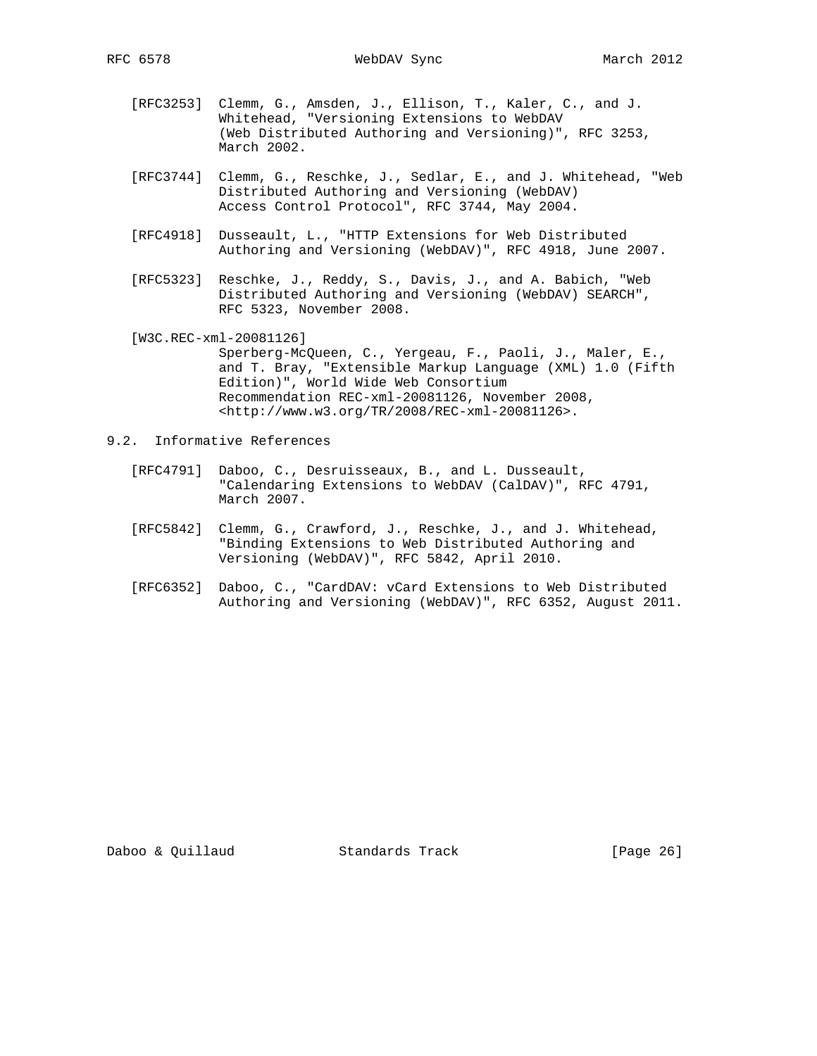[RFC3253] Clemm, G., Amsden, J., Ellison, T., Kaler, C., and J. Whitehead, "Versioning Extensions to WebDAV (Web Distributed Authoring and Versioning)", RFC 3253, March 2002.

[RFC3744] Clemm, G., Reschke, J., Sedlar, E., and J. Whitehead, "Web Distributed Authoring and Versioning (WebDAV) Access Control Protocol", RFC 3744, May 2004.

[RFC4918] Dusseault, L., "HTTP Extensions for Web Distributed Authoring and Versioning (WebDAV)", RFC 4918, June 2007.

[RFC5323] Reschke, J., Reddy, S., Davis, J., and A. Babich, "Web Distributed Authoring and Versioning (WebDAV) SEARCH", RFC 5323, November 2008.

[W3C.REC-xml-20081126] Sperberg-McQueen, C., Yergeau, F., Paoli, J., Maler, E., and T. Bray, "Extensible Markup Language (XML) 1.0 (Fifth Edition)", World Wide Web Consortium Recommendation REC-xml-20081126, November 2008, <http://www.w3.org/TR/2008/REC-xml-20081126>.

## 9.2. Informative References

[RFC4791] Daboo, C., Desruisseaux, B., and L. Dusseault, "Calendaring Extensions to WebDAV (CalDAV)", RFC 4791, March 2007.

[RFC5842] Clemm, G., Crawford, J., Reschke, J., and J. Whitehead, "Binding Extensions to Web Distributed Authoring and Versioning (WebDAV)", RFC 5842, April 2010.

[RFC6352] Daboo, C., "CardDAV: vCard Extensions to Web Distributed Authoring and Versioning (WebDAV)", RFC 6352, August 2011.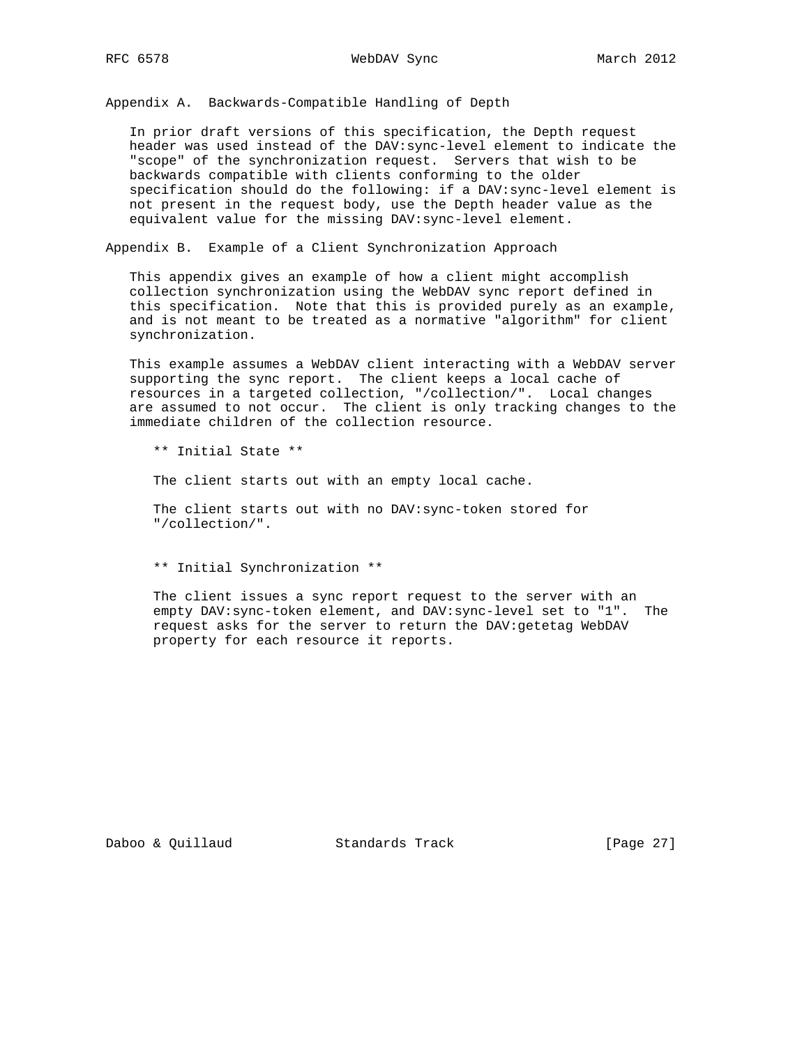## Appendix A. Backwards-Compatible Handling of Depth

In prior draft versions of this specification, the Depth request header was used instead of the DAV:sync-level element to indicate the "scope" of the synchronization request. Servers that wish to be backwards compatible with clients conforming to the older specification should do the following: if a DAV:sync-level element is not present in the request body, use the Depth header value as the equivalent value for the missing DAV:sync-level element.

## Appendix B. Example of a Client Synchronization Approach

This appendix gives an example of how a client might accomplish collection synchronization using the WebDAV sync report defined in this specification. Note that this is provided purely as an example, and is not meant to be treated as a normative "algorithm" for client synchronization.

This example assumes a WebDAV client interacting with a WebDAV server supporting the sync report. The client keeps a local cache of resources in a targeted collection, "/collection/". Local changes are assumed to not occur. The client is only tracking changes to the immediate children of the collection resource.

** Initial State **

The client starts out with an empty local cache.

The client starts out with no DAV:sync-token stored for "/collection/".

** Initial Synchronization **

The client issues a sync report request to the server with an empty DAV:sync-token element, and DAV:sync-level set to "1". The request asks for the server to return the DAV:getetag WebDAV property for each resource it reports.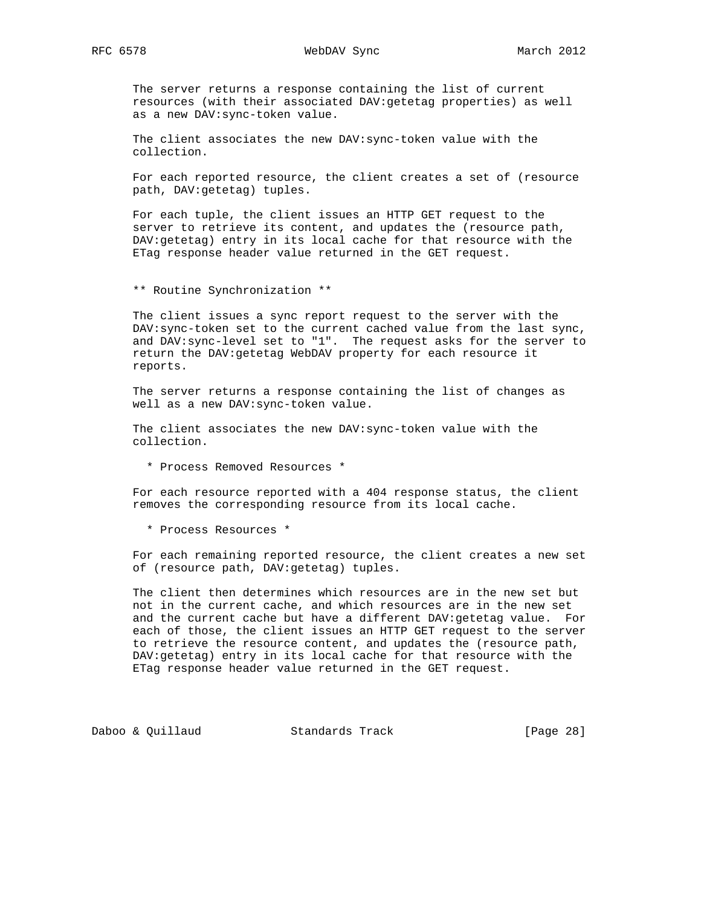The server returns a response containing the list of current resources (with their associated DAV:getetag properties) as well as a new DAV:sync-token value.

The client associates the new DAV:sync-token value with the collection.

For each reported resource, the client creates a set of (resource path, DAV:getetag) tuples.

For each tuple, the client issues an HTTP GET request to the server to retrieve its content, and updates the (resource path, DAV:getetag) entry in its local cache for that resource with the ETag response header value returned in the GET request.

** Routine Synchronization **

The client issues a sync report request to the server with the DAV:sync-token set to the current cached value from the last sync, and DAV:sync-level set to "1". The request asks for the server to return the DAV:getetag WebDAV property for each resource it reports.

The server returns a response containing the list of changes as well as a new DAV:sync-token value.

The client associates the new DAV:sync-token value with the collection.

* Process Removed Resources *

For each resource reported with a 404 response status, the client removes the corresponding resource from its local cache.

* Process Resources *

For each remaining reported resource, the client creates a new set of (resource path, DAV:getetag) tuples.

The client then determines which resources are in the new set but not in the current cache, and which resources are in the new set and the current cache but have a different DAV:getetag value. For each of those, the client issues an HTTP GET request to the server to retrieve the resource content, and updates the (resource path, DAV:getetag) entry in its local cache for that resource with the ETag response header value returned in the GET request.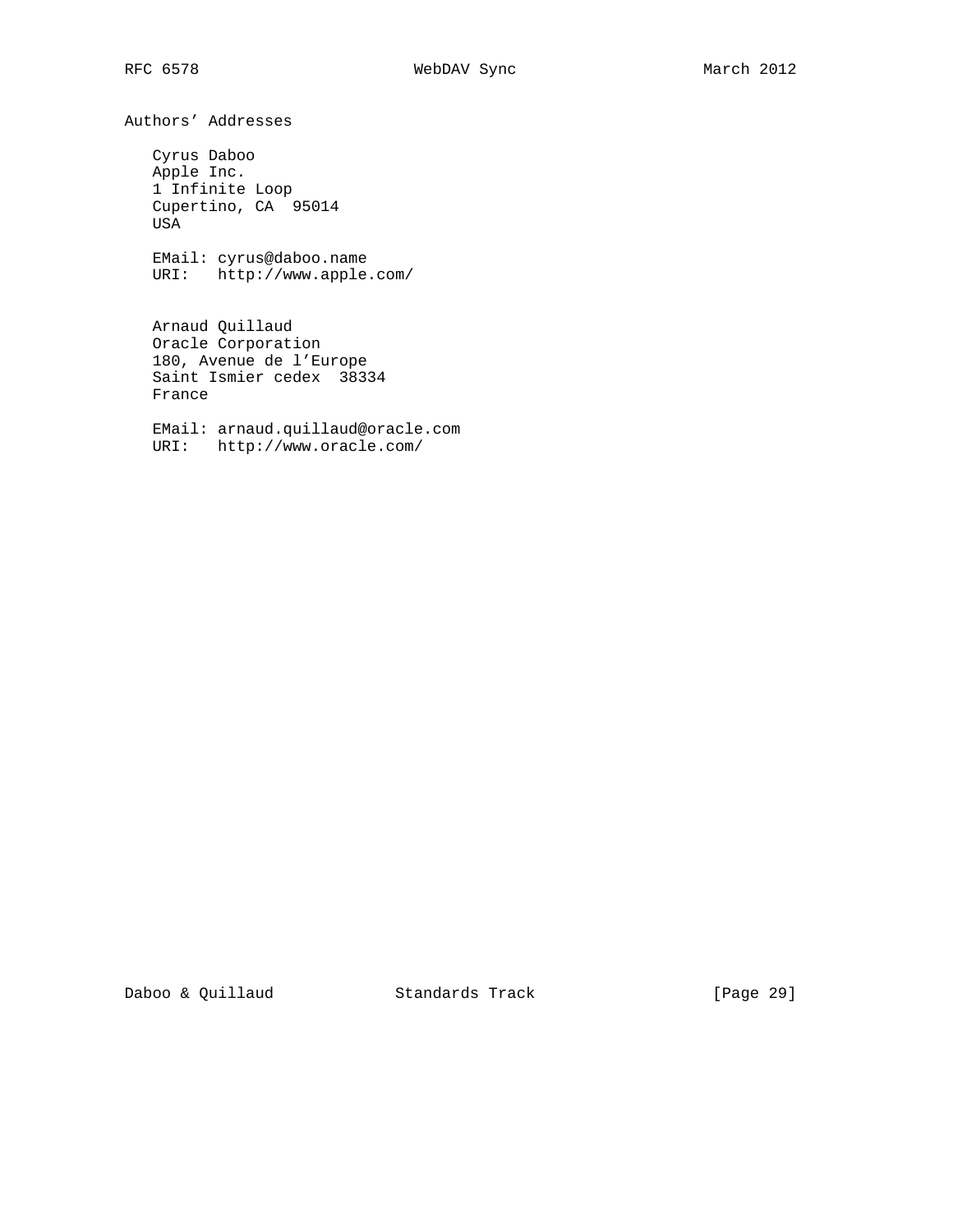## Authors' Addresses

Cyrus Daboo
Apple Inc.
1 Infinite Loop
Cupertino, CA  95014
USA

EMail: cyrus@daboo.name
URI:   http://www.apple.com/

Arnaud Quillaud
Oracle Corporation
180, Avenue de l'Europe
Saint Ismier cedex  38334
France

EMail: arnaud.quillaud@oracle.com
URI:   http://www.oracle.com/